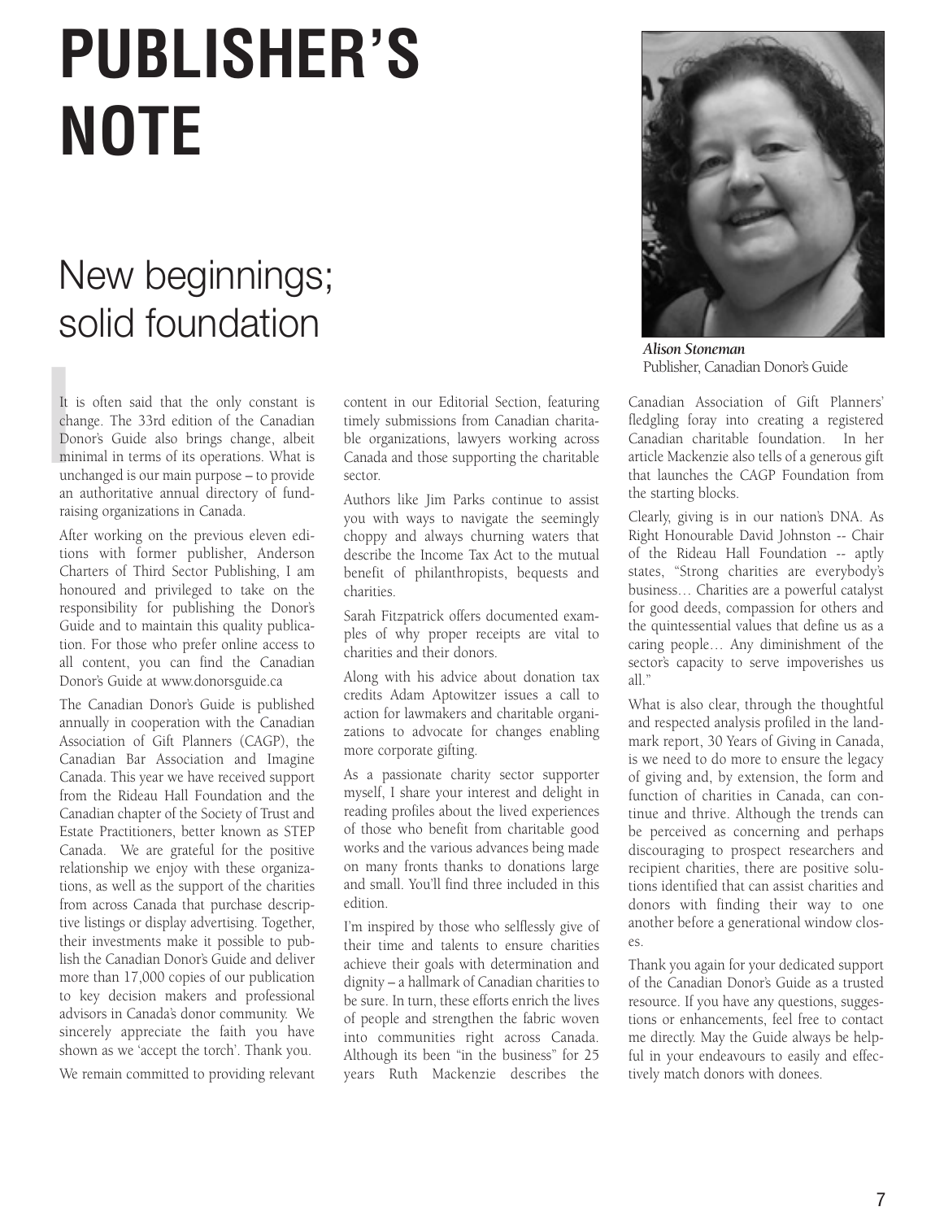# PUBLISHER'S NOTE

## New beginnings; solid foundation

*Alison Stoneman*
Publisher, Canadian Donor's Guide

It is often said that the only constant is change. The 33rd edition of the Canadian Donor's Guide also brings change, albeit minimal in terms of its operations. What is unchanged is our main purpose – to provide an authoritative annual directory of fundraising organizations in Canada.

After working on the previous eleven editions with former publisher, Anderson Charters of Third Sector Publishing, I am honoured and privileged to take on the responsibility for publishing the Donor's Guide and to maintain this quality publication. For those who prefer online access to all content, you can find the Canadian Donor's Guide at www.donorsguide.ca

The Canadian Donor's Guide is published annually in cooperation with the Canadian Association of Gift Planners (CAGP), the Canadian Bar Association and Imagine Canada. This year we have received support from the Rideau Hall Foundation and the Canadian chapter of the Society of Trust and Estate Practitioners, better known as STEP Canada. We are grateful for the positive relationship we enjoy with these organizations, as well as the support of the charities from across Canada that purchase descriptive listings or display advertising. Together, their investments make it possible to publish the Canadian Donor's Guide and deliver more than 17,000 copies of our publication to key decision makers and professional advisors in Canada's donor community. We sincerely appreciate the faith you have shown as we 'accept the torch'. Thank you.

We remain committed to providing relevant content in our Editorial Section, featuring timely submissions from Canadian charitable organizations, lawyers working across Canada and those supporting the charitable sector.

Authors like Jim Parks continue to assist you with ways to navigate the seemingly choppy and always churning waters that describe the Income Tax Act to the mutual benefit of philanthropists, bequests and charities.

Sarah Fitzpatrick offers documented examples of why proper receipts are vital to charities and their donors.

Along with his advice about donation tax credits Adam Aptowitzer issues a call to action for lawmakers and charitable organizations to advocate for changes enabling more corporate gifting.

As a passionate charity sector supporter myself, I share your interest and delight in reading profiles about the lived experiences of those who benefit from charitable good works and the various advances being made on many fronts thanks to donations large and small. You'll find three included in this edition.

I'm inspired by those who selflessly give of their time and talents to ensure charities achieve their goals with determination and dignity – a hallmark of Canadian charities to be sure. In turn, these efforts enrich the lives of people and strengthen the fabric woven into communities right across Canada. Although its been "in the business" for 25 years Ruth Mackenzie describes the Canadian Association of Gift Planners' fledgling foray into creating a registered Canadian charitable foundation. In her article Mackenzie also tells of a generous gift that launches the CAGP Foundation from the starting blocks.

Clearly, giving is in our nation's DNA. As Right Honourable David Johnston -- Chair of the Rideau Hall Foundation -- aptly states, "Strong charities are everybody's business… Charities are a powerful catalyst for good deeds, compassion for others and the quintessential values that define us as a caring people… Any diminishment of the sector's capacity to serve impoverishes us all."

What is also clear, through the thoughtful and respected analysis profiled in the landmark report, 30 Years of Giving in Canada, is we need to do more to ensure the legacy of giving and, by extension, the form and function of charities in Canada, can continue and thrive. Although the trends can be perceived as concerning and perhaps discouraging to prospect researchers and recipient charities, there are positive solutions identified that can assist charities and donors with finding their way to one another before a generational window closes.

Thank you again for your dedicated support of the Canadian Donor's Guide as a trusted resource. If you have any questions, suggestions or enhancements, feel free to contact me directly. May the Guide always be helpful in your endeavours to easily and effectively match donors with donees.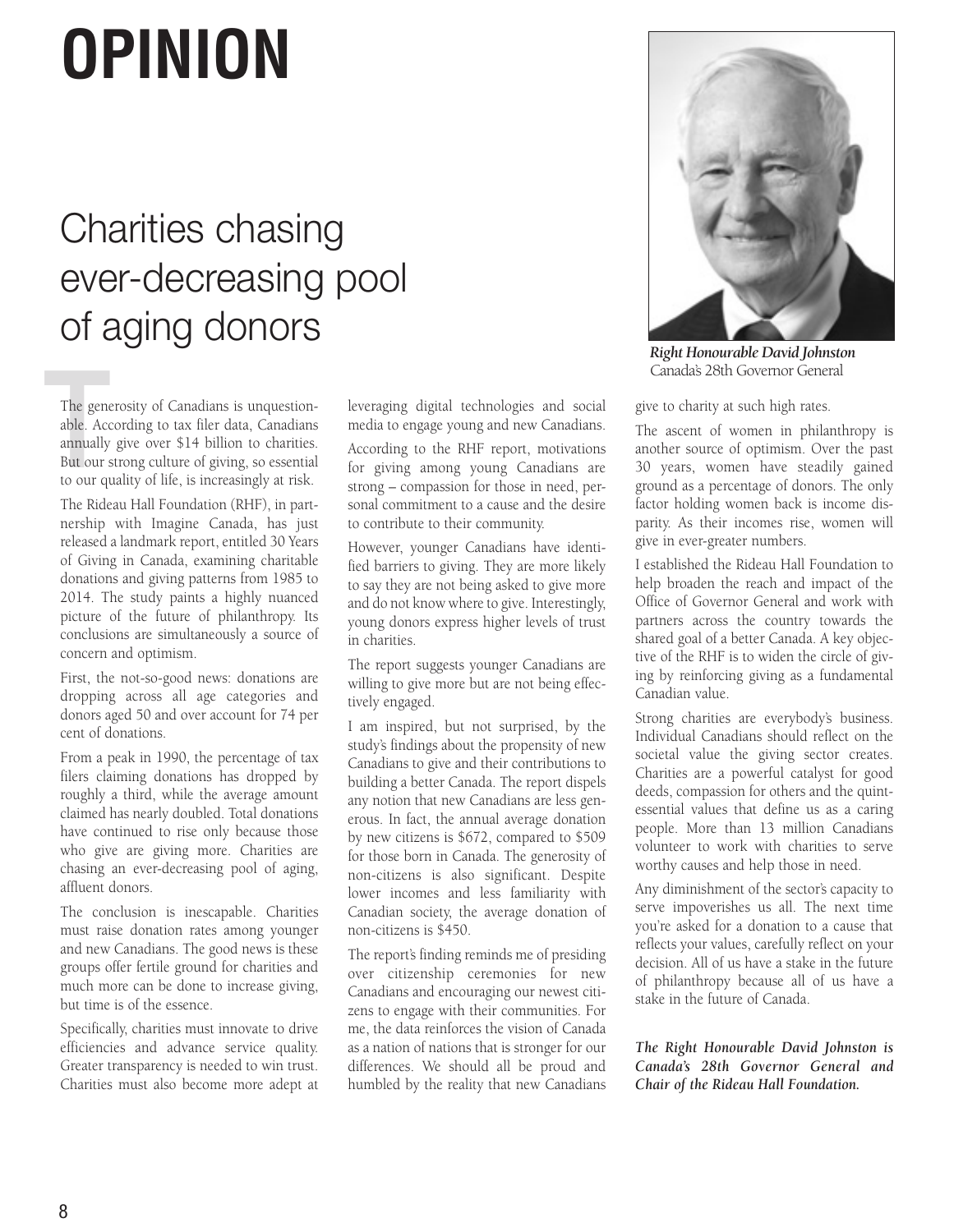# OPINION

## Charities chasing ever-decreasing pool of aging donors

*Right Honourable David Johnston*
Canada's 28th Governor General

The generosity of Canadians is unquestionable. According to tax filer data, Canadians annually give over $14 billion to charities. But our strong culture of giving, so essential to our quality of life, is increasingly at risk.

The Rideau Hall Foundation (RHF), in partnership with Imagine Canada, has just released a landmark report, entitled 30 Years of Giving in Canada, examining charitable donations and giving patterns from 1985 to 2014. The study paints a highly nuanced picture of the future of philanthropy. Its conclusions are simultaneously a source of concern and optimism.

First, the not-so-good news: donations are dropping across all age categories and donors aged 50 and over account for 74 per cent of donations.

From a peak in 1990, the percentage of tax filers claiming donations has dropped by roughly a third, while the average amount claimed has nearly doubled. Total donations have continued to rise only because those who give are giving more. Charities are chasing an ever-decreasing pool of aging, affluent donors.

The conclusion is inescapable. Charities must raise donation rates among younger and new Canadians. The good news is these groups offer fertile ground for charities and much more can be done to increase giving, but time is of the essence.

Specifically, charities must innovate to drive efficiencies and advance service quality. Greater transparency is needed to win trust. Charities must also become more adept at leveraging digital technologies and social media to engage young and new Canadians.

According to the RHF report, motivations for giving among young Canadians are strong – compassion for those in need, personal commitment to a cause and the desire to contribute to their community.

However, younger Canadians have identified barriers to giving. They are more likely to say they are not being asked to give more and do not know where to give. Interestingly, young donors express higher levels of trust in charities.

The report suggests younger Canadians are willing to give more but are not being effectively engaged.

I am inspired, but not surprised, by the study's findings about the propensity of new Canadians to give and their contributions to building a better Canada. The report dispels any notion that new Canadians are less generous. In fact, the annual average donation by new citizens is $672, compared to $509 for those born in Canada. The generosity of non-citizens is also significant. Despite lower incomes and less familiarity with Canadian society, the average donation of non-citizens is $450.

The report's finding reminds me of presiding over citizenship ceremonies for new Canadians and encouraging our newest citizens to engage with their communities. For me, the data reinforces the vision of Canada as a nation of nations that is stronger for our differences. We should all be proud and humbled by the reality that new Canadians give to charity at such high rates.

The ascent of women in philanthropy is another source of optimism. Over the past 30 years, women have steadily gained ground as a percentage of donors. The only factor holding women back is income disparity. As their incomes rise, women will give in ever-greater numbers.

I established the Rideau Hall Foundation to help broaden the reach and impact of the Office of Governor General and work with partners across the country towards the shared goal of a better Canada. A key objective of the RHF is to widen the circle of giving by reinforcing giving as a fundamental Canadian value.

Strong charities are everybody's business. Individual Canadians should reflect on the societal value the giving sector creates. Charities are a powerful catalyst for good deeds, compassion for others and the quintessential values that define us as a caring people. More than 13 million Canadians volunteer to work with charities to serve worthy causes and help those in need.

Any diminishment of the sector's capacity to serve impoverishes us all. The next time you're asked for a donation to a cause that reflects your values, carefully reflect on your decision. All of us have a stake in the future of philanthropy because all of us have a stake in the future of Canada.

***The Right Honourable David Johnston is Canada's 28th Governor General and Chair of the Rideau Hall Foundation.***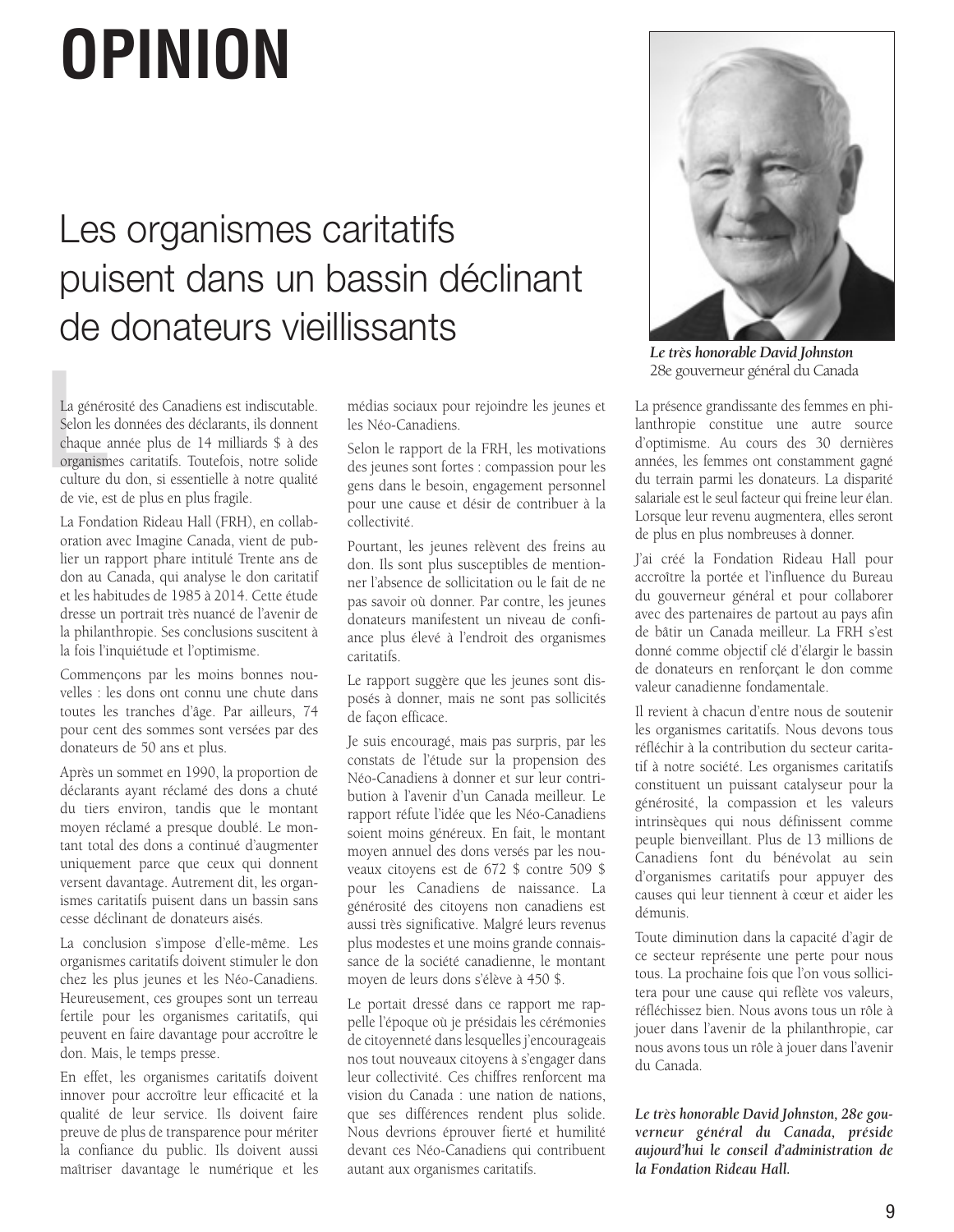# OPINION

## Les organismes caritatifs puisent dans un bassin déclinant de donateurs vieillissants

***Le très honorable David Johnston***
28e gouverneur général du Canada

La générosité des Canadiens est indiscutable. Selon les données des déclarants, ils donnent chaque année plus de 14 milliards $ à des organismes caritatifs. Toutefois, notre solide culture du don, si essentielle à notre qualité de vie, est de plus en plus fragile.

La Fondation Rideau Hall (FRH), en collaboration avec Imagine Canada, vient de publier un rapport phare intitulé Trente ans de don au Canada, qui analyse le don caritatif et les habitudes de 1985 à 2014. Cette étude dresse un portrait très nuancé de l'avenir de la philanthropie. Ses conclusions suscitent à la fois l'inquiétude et l'optimisme.

Commençons par les moins bonnes nouvelles : les dons ont connu une chute dans toutes les tranches d'âge. Par ailleurs, 74 pour cent des sommes sont versées par des donateurs de 50 ans et plus.

Après un sommet en 1990, la proportion de déclarants ayant réclamé des dons a chuté du tiers environ, tandis que le montant moyen réclamé a presque doublé. Le montant total des dons a continué d'augmenter uniquement parce que ceux qui donnent versent davantage. Autrement dit, les organismes caritatifs puisent dans un bassin sans cesse déclinant de donateurs aisés.

La conclusion s'impose d'elle-même. Les organismes caritatifs doivent stimuler le don chez les plus jeunes et les Néo-Canadiens. Heureusement, ces groupes sont un terreau fertile pour les organismes caritatifs, qui peuvent en faire davantage pour accroître le don. Mais, le temps presse.

En effet, les organismes caritatifs doivent innover pour accroître leur efficacité et la qualité de leur service. Ils doivent faire preuve de plus de transparence pour mériter la confiance du public. Ils doivent aussi maîtriser davantage le numérique et les médias sociaux pour rejoindre les jeunes et les Néo-Canadiens.

Selon le rapport de la FRH, les motivations des jeunes sont fortes : compassion pour les gens dans le besoin, engagement personnel pour une cause et désir de contribuer à la collectivité.

Pourtant, les jeunes relèvent des freins au don. Ils sont plus susceptibles de mentionner l'absence de sollicitation ou le fait de ne pas savoir où donner. Par contre, les jeunes donateurs manifestent un niveau de confiance plus élevé à l'endroit des organismes caritatifs.

Le rapport suggère que les jeunes sont disposés à donner, mais ne sont pas sollicités de façon efficace.

Je suis encouragé, mais pas surpris, par les constats de l'étude sur la propension des Néo-Canadiens à donner et sur leur contribution à l'avenir d'un Canada meilleur. Le rapport réfute l'idée que les Néo-Canadiens soient moins généreux. En fait, le montant moyen annuel des dons versés par les nouveaux citoyens est de 672 $ contre 509 $ pour les Canadiens de naissance. La générosité des citoyens non canadiens est aussi très significative. Malgré leurs revenus plus modestes et une moins grande connaissance de la société canadienne, le montant moyen de leurs dons s'élève à 450 $.

Le portait dressé dans ce rapport me rappelle l'époque où je présidais les cérémonies de citoyenneté dans lesquelles j'encourageais nos tout nouveaux citoyens à s'engager dans leur collectivité. Ces chiffres renforcent ma vision du Canada : une nation de nations, que ses différences rendent plus solide. Nous devrions éprouver fierté et humilité devant ces Néo-Canadiens qui contribuent autant aux organismes caritatifs.

La présence grandissante des femmes en philanthropie constitue une autre source d'optimisme. Au cours des 30 dernières années, les femmes ont constamment gagné du terrain parmi les donateurs. La disparité salariale est le seul facteur qui freine leur élan. Lorsque leur revenu augmentera, elles seront de plus en plus nombreuses à donner.

J'ai créé la Fondation Rideau Hall pour accroître la portée et l'influence du Bureau du gouverneur général et pour collaborer avec des partenaires de partout au pays afin de bâtir un Canada meilleur. La FRH s'est donné comme objectif clé d'élargir le bassin de donateurs en renforçant le don comme valeur canadienne fondamentale.

Il revient à chacun d'entre nous de soutenir les organismes caritatifs. Nous devons tous réfléchir à la contribution du secteur caritatif à notre société. Les organismes caritatifs constituent un puissant catalyseur pour la générosité, la compassion et les valeurs intrinsèques qui nous définissent comme peuple bienveillant. Plus de 13 millions de Canadiens font du bénévolat au sein d'organismes caritatifs pour appuyer des causes qui leur tiennent à cœur et aider les démunis.

Toute diminution dans la capacité d'agir de ce secteur représente une perte pour nous tous. La prochaine fois que l'on vous sollicitera pour une cause qui reflète vos valeurs, réfléchissez bien. Nous avons tous un rôle à jouer dans l'avenir de la philanthropie, car nous avons tous un rôle à jouer dans l'avenir du Canada.

***Le très honorable David Johnston, 28e gouverneur général du Canada, préside aujourd'hui le conseil d'administration de la Fondation Rideau Hall.***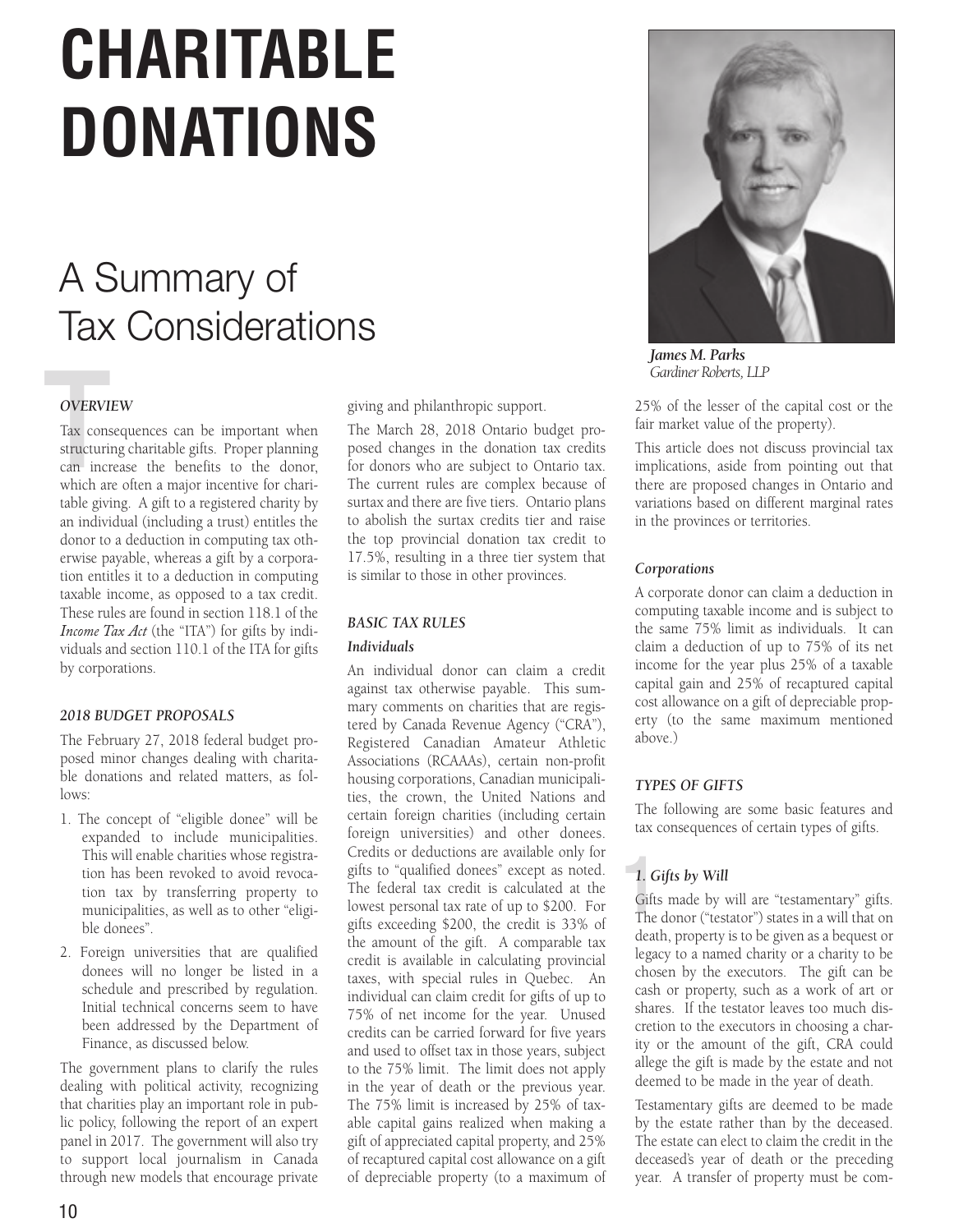# CHARITABLE DONATIONS

## A Summary of Tax Considerations

*James M. Parks*
*Gardiner Roberts, LLP*

### *OVERVIEW*

Tax consequences can be important when structuring charitable gifts. Proper planning can increase the benefits to the donor, which are often a major incentive for charitable giving. A gift to a registered charity by an individual (including a trust) entitles the donor to a deduction in computing tax otherwise payable, whereas a gift by a corporation entitles it to a deduction in computing taxable income, as opposed to a tax credit. These rules are found in section 118.1 of the *Income Tax Act* (the "ITA") for gifts by individuals and section 110.1 of the ITA for gifts by corporations.

### *2018 BUDGET PROPOSALS*

The February 27, 2018 federal budget proposed minor changes dealing with charitable donations and related matters, as follows:

1. The concept of "eligible donee" will be expanded to include municipalities. This will enable charities whose registration has been revoked to avoid revocation tax by transferring property to municipalities, as well as to other "eligible donees".
2. Foreign universities that are qualified donees will no longer be listed in a schedule and prescribed by regulation. Initial technical concerns seem to have been addressed by the Department of Finance, as discussed below.

The government plans to clarify the rules dealing with political activity, recognizing that charities play an important role in public policy, following the report of an expert panel in 2017. The government will also try to support local journalism in Canada through new models that encourage private giving and philanthropic support.

The March 28, 2018 Ontario budget proposed changes in the donation tax credits for donors who are subject to Ontario tax. The current rules are complex because of surtax and there are five tiers. Ontario plans to abolish the surtax credits tier and raise the top provincial donation tax credit to 17.5%, resulting in a three tier system that is similar to those in other provinces.

### *BASIC TAX RULES*

#### *Individuals*

An individual donor can claim a credit against tax otherwise payable. This summary comments on charities that are registered by Canada Revenue Agency ("CRA"), Registered Canadian Amateur Athletic Associations (RCAAAs), certain non-profit housing corporations, Canadian municipalities, the crown, the United Nations and certain foreign charities (including certain foreign universities) and other donees. Credits or deductions are available only for gifts to "qualified donees" except as noted. The federal tax credit is calculated at the lowest personal tax rate of up to $200. For gifts exceeding $200, the credit is 33% of the amount of the gift. A comparable tax credit is available in calculating provincial taxes, with special rules in Quebec. An individual can claim credit for gifts of up to 75% of net income for the year. Unused credits can be carried forward for five years and used to offset tax in those years, subject to the 75% limit. The limit does not apply in the year of death or the previous year. The 75% limit is increased by 25% of taxable capital gains realized when making a gift of appreciated capital property, and 25% of recaptured capital cost allowance on a gift of depreciable property (to a maximum of 25% of the lesser of the capital cost or the fair market value of the property).

This article does not discuss provincial tax implications, aside from pointing out that there are proposed changes in Ontario and variations based on different marginal rates in the provinces or territories.

#### *Corporations*

A corporate donor can claim a deduction in computing taxable income and is subject to the same 75% limit as individuals. It can claim a deduction of up to 75% of its net income for the year plus 25% of a taxable capital gain and 25% of recaptured capital cost allowance on a gift of depreciable property (to the same maximum mentioned above.)

### *TYPES OF GIFTS*

The following are some basic features and tax consequences of certain types of gifts.

#### *1. Gifts by Will*

Gifts made by will are "testamentary" gifts. The donor ("testator") states in a will that on death, property is to be given as a bequest or legacy to a named charity or a charity to be chosen by the executors. The gift can be cash or property, such as a work of art or shares. If the testator leaves too much discretion to the executors in choosing a charity or the amount of the gift, CRA could allege the gift is made by the estate and not deemed to be made in the year of death.

Testamentary gifts are deemed to be made by the estate rather than by the deceased. The estate can elect to claim the credit in the deceased's year of death or the preceding year. A transfer of property must be com-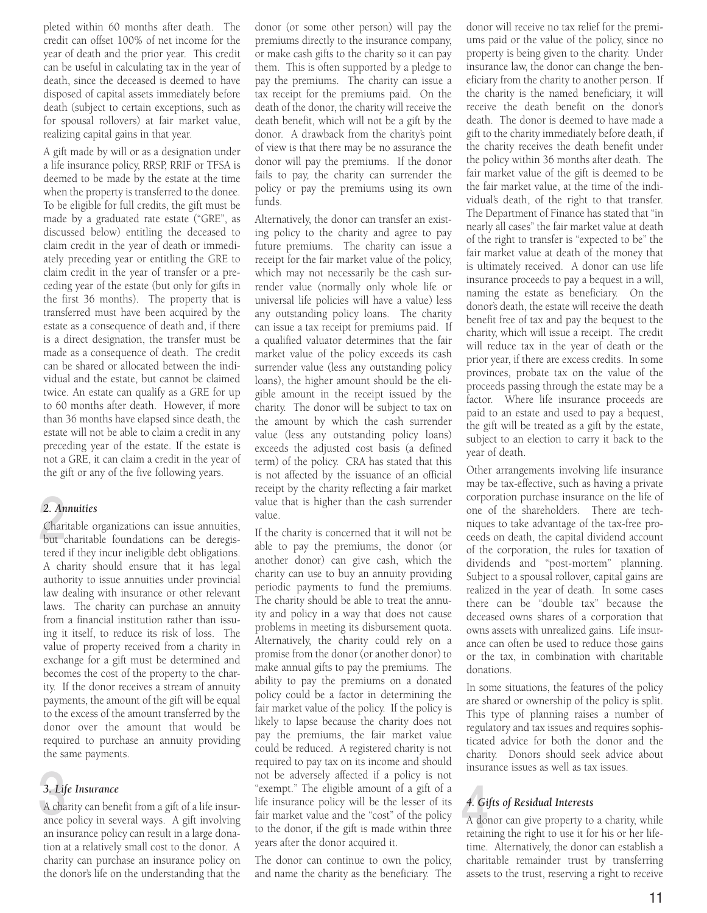pleted within 60 months after death. The credit can offset 100% of net income for the year of death and the prior year. This credit can be useful in calculating tax in the year of death, since the deceased is deemed to have disposed of capital assets immediately before death (subject to certain exceptions, such as for spousal rollovers) at fair market value, realizing capital gains in that year.

A gift made by will or as a designation under a life insurance policy, RRSP, RRIF or TFSA is deemed to be made by the estate at the time when the property is transferred to the donee. To be eligible for full credits, the gift must be made by a graduated rate estate ("GRE", as discussed below) entitling the deceased to claim credit in the year of death or immediately preceding year or entitling the GRE to claim credit in the year of transfer or a preceding year of the estate (but only for gifts in the first 36 months). The property that is transferred must have been acquired by the estate as a consequence of death and, if there is a direct designation, the transfer must be made as a consequence of death. The credit can be shared or allocated between the individual and the estate, but cannot be claimed twice. An estate can qualify as a GRE for up to 60 months after death. However, if more than 36 months have elapsed since death, the estate will not be able to claim a credit in any preceding year of the estate. If the estate is not a GRE, it can claim a credit in the year of the gift or any of the five following years.

### *2. Annuities*

Charitable organizations can issue annuities, but charitable foundations can be deregistered if they incur ineligible debt obligations. A charity should ensure that it has legal authority to issue annuities under provincial law dealing with insurance or other relevant laws. The charity can purchase an annuity from a financial institution rather than issuing it itself, to reduce its risk of loss. The value of property received from a charity in exchange for a gift must be determined and becomes the cost of the property to the charity. If the donor receives a stream of annuity payments, the amount of the gift will be equal to the excess of the amount transferred by the donor over the amount that would be required to purchase an annuity providing the same payments.

### *3. Life Insurance*

A charity can benefit from a gift of a life insurance policy in several ways. A gift involving an insurance policy can result in a large donation at a relatively small cost to the donor. A charity can purchase an insurance policy on the donor's life on the understanding that the donor (or some other person) will pay the premiums directly to the insurance company, or make cash gifts to the charity so it can pay them. This is often supported by a pledge to pay the premiums. The charity can issue a tax receipt for the premiums paid. On the death of the donor, the charity will receive the death benefit, which will not be a gift by the donor. A drawback from the charity's point of view is that there may be no assurance the donor will pay the premiums. If the donor fails to pay, the charity can surrender the policy or pay the premiums using its own funds.

Alternatively, the donor can transfer an existing policy to the charity and agree to pay future premiums. The charity can issue a receipt for the fair market value of the policy, which may not necessarily be the cash surrender value (normally only whole life or universal life policies will have a value) less any outstanding policy loans. The charity can issue a tax receipt for premiums paid. If a qualified valuator determines that the fair market value of the policy exceeds its cash surrender value (less any outstanding policy loans), the higher amount should be the eligible amount in the receipt issued by the charity. The donor will be subject to tax on the amount by which the cash surrender value (less any outstanding policy loans) exceeds the adjusted cost basis (a defined term) of the policy. CRA has stated that this is not affected by the issuance of an official receipt by the charity reflecting a fair market value that is higher than the cash surrender value.

If the charity is concerned that it will not be able to pay the premiums, the donor (or another donor) can give cash, which the charity can use to buy an annuity providing periodic payments to fund the premiums. The charity should be able to treat the annuity and policy in a way that does not cause problems in meeting its disbursement quota. Alternatively, the charity could rely on a promise from the donor (or another donor) to make annual gifts to pay the premiums. The ability to pay the premiums on a donated policy could be a factor in determining the fair market value of the policy. If the policy is likely to lapse because the charity does not pay the premiums, the fair market value could be reduced. A registered charity is not required to pay tax on its income and should not be adversely affected if a policy is not "exempt." The eligible amount of a gift of a life insurance policy will be the lesser of its fair market value and the "cost" of the policy to the donor, if the gift is made within three years after the donor acquired it.

The donor can continue to own the policy, and name the charity as the beneficiary. The donor will receive no tax relief for the premiums paid or the value of the policy, since no property is being given to the charity. Under insurance law, the donor can change the beneficiary from the charity to another person. If the charity is the named beneficiary, it will receive the death benefit on the donor's death. The donor is deemed to have made a gift to the charity immediately before death, if the charity receives the death benefit under the policy within 36 months after death. The fair market value of the gift is deemed to be the fair market value, at the time of the individual's death, of the right to that transfer. The Department of Finance has stated that "in nearly all cases" the fair market value at death of the right to transfer is "expected to be" the fair market value at death of the money that is ultimately received. A donor can use life insurance proceeds to pay a bequest in a will, naming the estate as beneficiary. On the donor's death, the estate will receive the death benefit free of tax and pay the bequest to the charity, which will issue a receipt. The credit will reduce tax in the year of death or the prior year, if there are excess credits. In some provinces, probate tax on the value of the proceeds passing through the estate may be a factor. Where life insurance proceeds are paid to an estate and used to pay a bequest, the gift will be treated as a gift by the estate, subject to an election to carry it back to the year of death.

Other arrangements involving life insurance may be tax-effective, such as having a private corporation purchase insurance on the life of one of the shareholders. There are techniques to take advantage of the tax-free proceeds on death, the capital dividend account of the corporation, the rules for taxation of dividends and "post-mortem" planning. Subject to a spousal rollover, capital gains are realized in the year of death. In some cases there can be "double tax" because the deceased owns shares of a corporation that owns assets with unrealized gains. Life insurance can often be used to reduce those gains or the tax, in combination with charitable donations.

In some situations, the features of the policy are shared or ownership of the policy is split. This type of planning raises a number of regulatory and tax issues and requires sophisticated advice for both the donor and the charity. Donors should seek advice about insurance issues as well as tax issues.

### *4. Gifts of Residual Interests*

A donor can give property to a charity, while retaining the right to use it for his or her lifetime. Alternatively, the donor can establish a charitable remainder trust by transferring assets to the trust, reserving a right to receive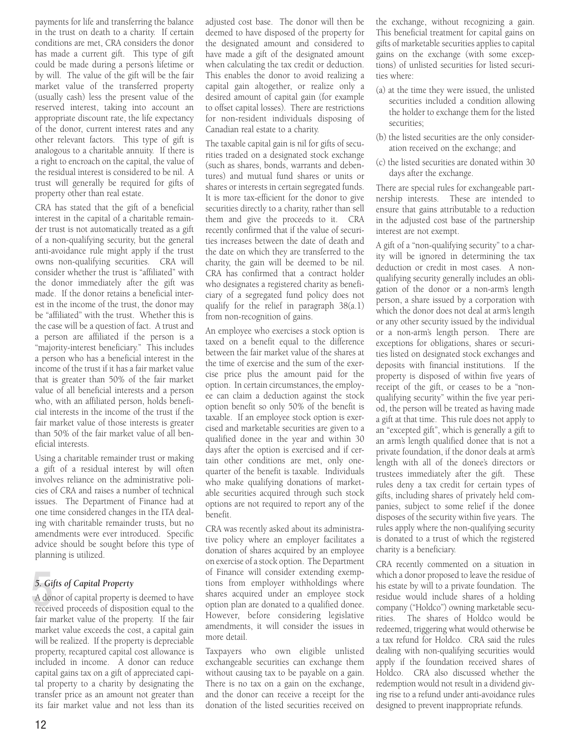payments for life and transferring the balance in the trust on death to a charity. If certain conditions are met, CRA considers the donor has made a current gift. This type of gift could be made during a person's lifetime or by will. The value of the gift will be the fair market value of the transferred property (usually cash) less the present value of the reserved interest, taking into account an appropriate discount rate, the life expectancy of the donor, current interest rates and any other relevant factors. This type of gift is analogous to a charitable annuity. If there is a right to encroach on the capital, the value of the residual interest is considered to be nil. A trust will generally be required for gifts of property other than real estate.

CRA has stated that the gift of a beneficial interest in the capital of a charitable remainder trust is not automatically treated as a gift of a non-qualifying security, but the general anti-avoidance rule might apply if the trust owns non-qualifying securities. CRA will consider whether the trust is "affiliated" with the donor immediately after the gift was made. If the donor retains a beneficial interest in the income of the trust, the donor may be "affiliated" with the trust. Whether this is the case will be a question of fact. A trust and a person are affiliated if the person is a "majority-interest beneficiary." This includes a person who has a beneficial interest in the income of the trust if it has a fair market value that is greater than 50% of the fair market value of all beneficial interests and a person who, with an affiliated person, holds beneficial interests in the income of the trust if the fair market value of those interests is greater than 50% of the fair market value of all beneficial interests.

Using a charitable remainder trust or making a gift of a residual interest by will often involves reliance on the administrative policies of CRA and raises a number of technical issues. The Department of Finance had at one time considered changes in the ITA dealing with charitable remainder trusts, but no amendments were ever introduced. Specific advice should be sought before this type of planning is utilized.

## 5. *Gifts of Capital Property*

A donor of capital property is deemed to have received proceeds of disposition equal to the fair market value of the property. If the fair market value exceeds the cost, a capital gain will be realized. If the property is depreciable property, recaptured capital cost allowance is included in income. A donor can reduce capital gains tax on a gift of appreciated capital property to a charity by designating the transfer price as an amount not greater than its fair market value and not less than its adjusted cost base. The donor will then be deemed to have disposed of the property for the designated amount and considered to have made a gift of the designated amount when calculating the tax credit or deduction. This enables the donor to avoid realizing a capital gain altogether, or realize only a desired amount of capital gain (for example to offset capital losses). There are restrictions for non-resident individuals disposing of Canadian real estate to a charity.

The taxable capital gain is nil for gifts of securities traded on a designated stock exchange (such as shares, bonds, warrants and debentures) and mutual fund shares or units or shares or interests in certain segregated funds. It is more tax-efficient for the donor to give securities directly to a charity, rather than sell them and give the proceeds to it. CRA recently confirmed that if the value of securities increases between the date of death and the date on which they are transferred to the charity, the gain will be deemed to be nil. CRA has confirmed that a contract holder who designates a registered charity as beneficiary of a segregated fund policy does not qualify for the relief in paragraph 38(a.1) from non-recognition of gains.

An employee who exercises a stock option is taxed on a benefit equal to the difference between the fair market value of the shares at the time of exercise and the sum of the exercise price plus the amount paid for the option. In certain circumstances, the employee can claim a deduction against the stock option benefit so only 50% of the benefit is taxable. If an employee stock option is exercised and marketable securities are given to a qualified donee in the year and within 30 days after the option is exercised and if certain other conditions are met, only one-quarter of the benefit is taxable. Individuals who make qualifying donations of marketable securities acquired through such stock options are not required to report any of the benefit.

CRA was recently asked about its administrative policy where an employer facilitates a donation of shares acquired by an employee on exercise of a stock option. The Department of Finance will consider extending exemptions from employer withholdings where shares acquired under an employee stock option plan are donated to a qualified donee. However, before considering legislative amendments, it will consider the issues in more detail.

Taxpayers who own eligible unlisted exchangeable securities can exchange them without causing tax to be payable on a gain. There is no tax on a gain on the exchange, and the donor can receive a receipt for the donation of the listed securities received on the exchange, without recognizing a gain. This beneficial treatment for capital gains on gifts of marketable securities applies to capital gains on the exchange (with some exceptions) of unlisted securities for listed securities where:

(a) at the time they were issued, the unlisted securities included a condition allowing the holder to exchange them for the listed securities;

(b) the listed securities are the only consideration received on the exchange; and

(c) the listed securities are donated within 30 days after the exchange.

There are special rules for exchangeable partnership interests. These are intended to ensure that gains attributable to a reduction in the adjusted cost base of the partnership interest are not exempt.

A gift of a "non-qualifying security" to a charity will be ignored in determining the tax deduction or credit in most cases. A non-qualifying security generally includes an obligation of the donor or a non-arm's length person, a share issued by a corporation with which the donor does not deal at arm's length or any other security issued by the individual or a non-arm's length person. There are exceptions for obligations, shares or securities listed on designated stock exchanges and deposits with financial institutions. If the property is disposed of within five years of receipt of the gift, or ceases to be a "non-qualifying security" within the five year period, the person will be treated as having made a gift at that time. This rule does not apply to an "excepted gift", which is generally a gift to an arm's length qualified donee that is not a private foundation, if the donor deals at arm's length with all of the donee's directors or trustees immediately after the gift. These rules deny a tax credit for certain types of gifts, including shares of privately held companies, subject to some relief if the donee disposes of the security within five years. The rules apply where the non-qualifying security is donated to a trust of which the registered charity is a beneficiary.

CRA recently commented on a situation in which a donor proposed to leave the residue of his estate by will to a private foundation. The residue would include shares of a holding company ("Holdco") owning marketable securities. The shares of Holdco would be redeemed, triggering what would otherwise be a tax refund for Holdco. CRA said the rules dealing with non-qualifying securities would apply if the foundation received shares of Holdco. CRA also discussed whether the redemption would not result in a dividend giving rise to a refund under anti-avoidance rules designed to prevent inappropriate refunds.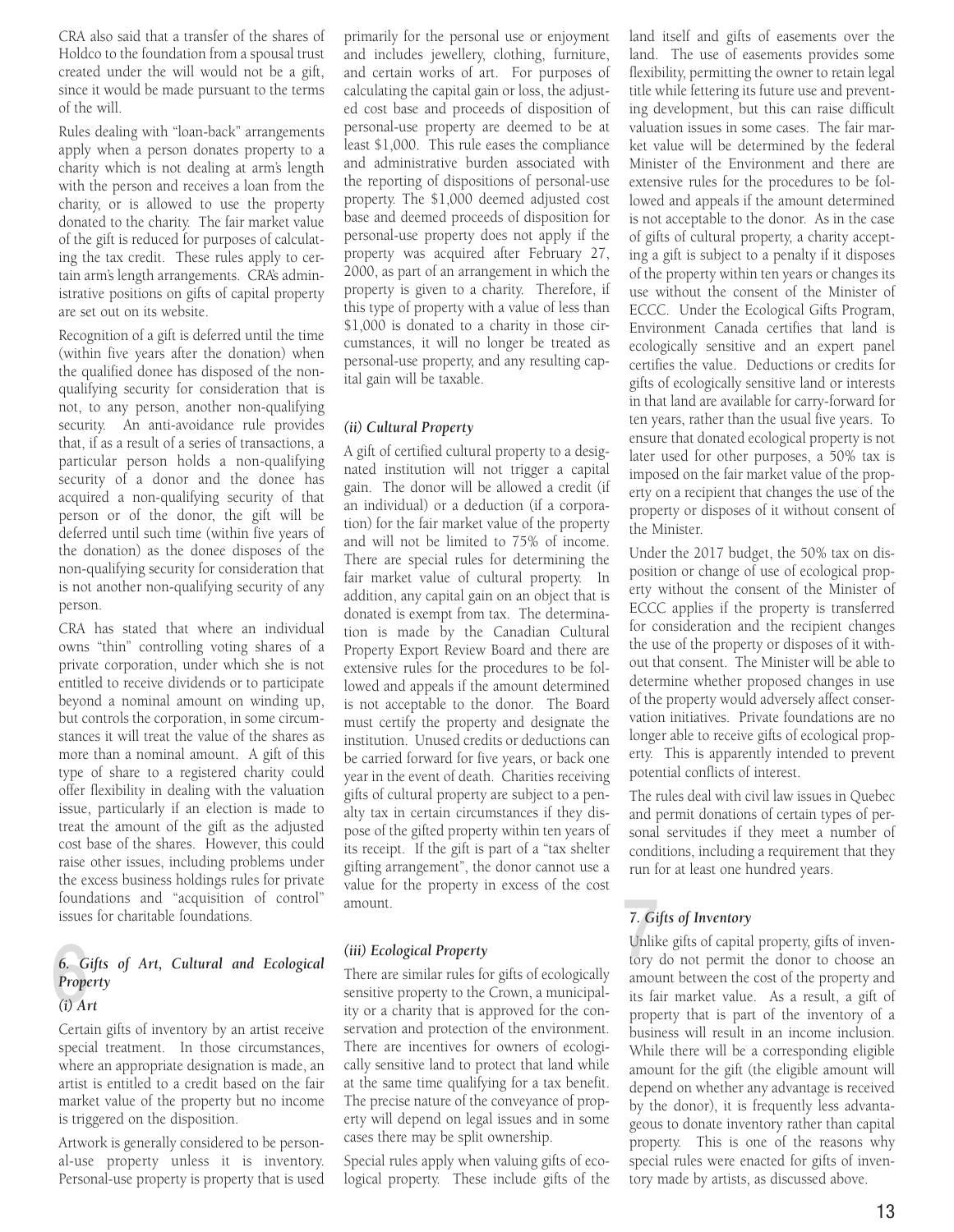CRA also said that a transfer of the shares of Holdco to the foundation from a spousal trust created under the will would not be a gift, since it would be made pursuant to the terms of the will.

Rules dealing with "loan-back" arrangements apply when a person donates property to a charity which is not dealing at arm's length with the person and receives a loan from the charity, or is allowed to use the property donated to the charity. The fair market value of the gift is reduced for purposes of calculating the tax credit. These rules apply to certain arm's length arrangements. CRA's administrative positions on gifts of capital property are set out on its website.

Recognition of a gift is deferred until the time (within five years after the donation) when the qualified donee has disposed of the non-qualifying security for consideration that is not, to any person, another non-qualifying security. An anti-avoidance rule provides that, if as a result of a series of transactions, a particular person holds a non-qualifying security of a donor and the donee has acquired a non-qualifying security of that person or of the donor, the gift will be deferred until such time (within five years of the donation) as the donee disposes of the non-qualifying security for consideration that is not another non-qualifying security of any person.

CRA has stated that where an individual owns "thin" controlling voting shares of a private corporation, under which she is not entitled to receive dividends or to participate beyond a nominal amount on winding up, but controls the corporation, in some circumstances it will treat the value of the shares as more than a nominal amount. A gift of this type of share to a registered charity could offer flexibility in dealing with the valuation issue, particularly if an election is made to treat the amount of the gift as the adjusted cost base of the shares. However, this could raise other issues, including problems under the excess business holdings rules for private foundations and "acquisition of control" issues for charitable foundations.

## *6. Gifts of Art, Cultural and Ecological Property*

### *(i) Art*

Certain gifts of inventory by an artist receive special treatment. In those circumstances, where an appropriate designation is made, an artist is entitled to a credit based on the fair market value of the property but no income is triggered on the disposition.

Artwork is generally considered to be personal-use property unless it is inventory. Personal-use property is property that is used primarily for the personal use or enjoyment and includes jewellery, clothing, furniture, and certain works of art. For purposes of calculating the capital gain or loss, the adjusted cost base and proceeds of disposition of personal-use property are deemed to be at least $1,000. This rule eases the compliance and administrative burden associated with the reporting of dispositions of personal-use property. The $1,000 deemed adjusted cost base and deemed proceeds of disposition for personal-use property does not apply if the property was acquired after February 27, 2000, as part of an arrangement in which the property is given to a charity. Therefore, if this type of property with a value of less than $1,000 is donated to a charity in those circumstances, it will no longer be treated as personal-use property, and any resulting capital gain will be taxable.

### *(ii) Cultural Property*

A gift of certified cultural property to a designated institution will not trigger a capital gain. The donor will be allowed a credit (if an individual) or a deduction (if a corporation) for the fair market value of the property and will not be limited to 75% of income. There are special rules for determining the fair market value of cultural property. In addition, any capital gain on an object that is donated is exempt from tax. The determination is made by the Canadian Cultural Property Export Review Board and there are extensive rules for the procedures to be followed and appeals if the amount determined is not acceptable to the donor. The Board must certify the property and designate the institution. Unused credits or deductions can be carried forward for five years, or back one year in the event of death. Charities receiving gifts of cultural property are subject to a penalty tax in certain circumstances if they dispose of the gifted property within ten years of its receipt. If the gift is part of a "tax shelter gifting arrangement", the donor cannot use a value for the property in excess of the cost amount.

### *(iii) Ecological Property*

There are similar rules for gifts of ecologically sensitive property to the Crown, a municipality or a charity that is approved for the conservation and protection of the environment. There are incentives for owners of ecologically sensitive land to protect that land while at the same time qualifying for a tax benefit. The precise nature of the conveyance of property will depend on legal issues and in some cases there may be split ownership.

Special rules apply when valuing gifts of ecological property. These include gifts of the land itself and gifts of easements over the land. The use of easements provides some flexibility, permitting the owner to retain legal title while fettering its future use and preventing development, but this can raise difficult valuation issues in some cases. The fair market value will be determined by the federal Minister of the Environment and there are extensive rules for the procedures to be followed and appeals if the amount determined is not acceptable to the donor. As in the case of gifts of cultural property, a charity accepting a gift is subject to a penalty if it disposes of the property within ten years or changes its use without the consent of the Minister of ECCC. Under the Ecological Gifts Program, Environment Canada certifies that land is ecologically sensitive and an expert panel certifies the value. Deductions or credits for gifts of ecologically sensitive land or interests in that land are available for carry-forward for ten years, rather than the usual five years. To ensure that donated ecological property is not later used for other purposes, a 50% tax is imposed on the fair market value of the property on a recipient that changes the use of the property or disposes of it without consent of the Minister.

Under the 2017 budget, the 50% tax on disposition or change of use of ecological property without the consent of the Minister of ECCC applies if the property is transferred for consideration and the recipient changes the use of the property or disposes of it without that consent. The Minister will be able to determine whether proposed changes in use of the property would adversely affect conservation initiatives. Private foundations are no longer able to receive gifts of ecological property. This is apparently intended to prevent potential conflicts of interest.

The rules deal with civil law issues in Quebec and permit donations of certain types of personal servitudes if they meet a number of conditions, including a requirement that they run for at least one hundred years.

## *7. Gifts of Inventory*

Unlike gifts of capital property, gifts of inventory do not permit the donor to choose an amount between the cost of the property and its fair market value. As a result, a gift of property that is part of the inventory of a business will result in an income inclusion. While there will be a corresponding eligible amount for the gift (the eligible amount will depend on whether any advantage is received by the donor), it is frequently less advantageous to donate inventory rather than capital property. This is one of the reasons why special rules were enacted for gifts of inventory made by artists, as discussed above.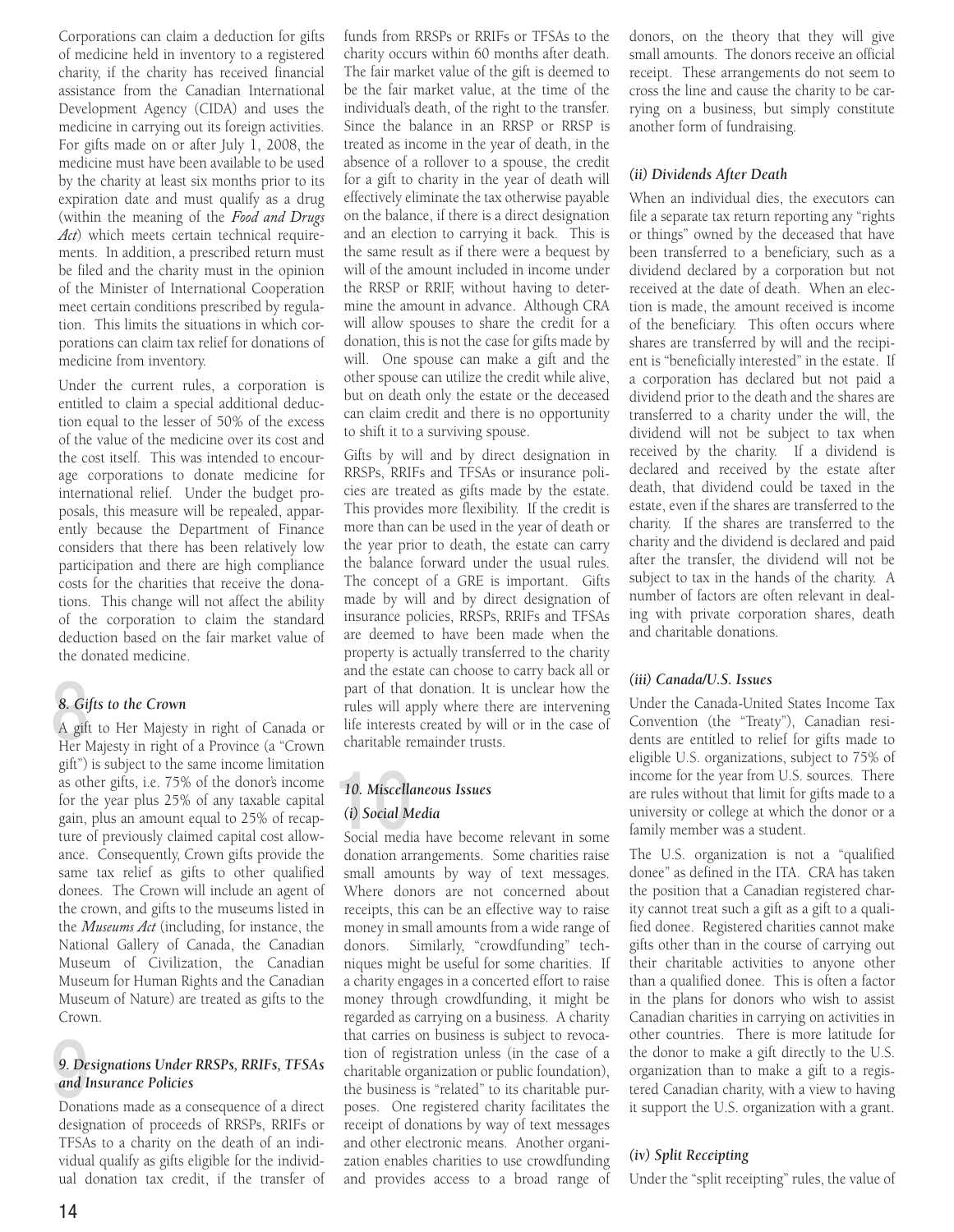Corporations can claim a deduction for gifts of medicine held in inventory to a registered charity, if the charity has received financial assistance from the Canadian International Development Agency (CIDA) and uses the medicine in carrying out its foreign activities. For gifts made on or after July 1, 2008, the medicine must have been available to be used by the charity at least six months prior to its expiration date and must qualify as a drug (within the meaning of the *Food and Drugs Act*) which meets certain technical requirements. In addition, a prescribed return must be filed and the charity must in the opinion of the Minister of International Cooperation meet certain conditions prescribed by regulation. This limits the situations in which corporations can claim tax relief for donations of medicine from inventory.

Under the current rules, a corporation is entitled to claim a special additional deduction equal to the lesser of 50% of the excess of the value of the medicine over its cost and the cost itself. This was intended to encourage corporations to donate medicine for international relief. Under the budget proposals, this measure will be repealed, apparently because the Department of Finance considers that there has been relatively low participation and there are high compliance costs for the charities that receive the donations. This change will not affect the ability of the corporation to claim the standard deduction based on the fair market value of the donated medicine.

### *8. Gifts to the Crown*

A gift to Her Majesty in right of Canada or Her Majesty in right of a Province (a "Crown gift") is subject to the same income limitation as other gifts, i.e. 75% of the donor's income for the year plus 25% of any taxable capital gain, plus an amount equal to 25% of recapture of previously claimed capital cost allowance. Consequently, Crown gifts provide the same tax relief as gifts to other qualified donees. The Crown will include an agent of the crown, and gifts to the museums listed in the *Museums Act* (including, for instance, the National Gallery of Canada, the Canadian Museum of Civilization, the Canadian Museum for Human Rights and the Canadian Museum of Nature) are treated as gifts to the Crown.

### *9. Designations Under RRSPs, RRIFs, TFSAs and Insurance Policies*

Donations made as a consequence of a direct designation of proceeds of RRSPs, RRIFs or TFSAs to a charity on the death of an individual qualify as gifts eligible for the individual donation tax credit, if the transfer of funds from RRSPs or RRIFs or TFSAs to the charity occurs within 60 months after death. The fair market value of the gift is deemed to be the fair market value, at the time of the individual's death, of the right to the transfer. Since the balance in an RRSP or RRSP is treated as income in the year of death, in the absence of a rollover to a spouse, the credit for a gift to charity in the year of death will effectively eliminate the tax otherwise payable on the balance, if there is a direct designation and an election to carrying it back. This is the same result as if there were a bequest by will of the amount included in income under the RRSP or RRIF, without having to determine the amount in advance. Although CRA will allow spouses to share the credit for a donation, this is not the case for gifts made by will. One spouse can make a gift and the other spouse can utilize the credit while alive, but on death only the estate or the deceased can claim credit and there is no opportunity to shift it to a surviving spouse.

Gifts by will and by direct designation in RRSPs, RRIFs and TFSAs or insurance policies are treated as gifts made by the estate. This provides more flexibility. If the credit is more than can be used in the year of death or the year prior to death, the estate can carry the balance forward under the usual rules. The concept of a GRE is important. Gifts made by will and by direct designation of insurance policies, RRSPs, RRIFs and TFSAs are deemed to have been made when the property is actually transferred to the charity and the estate can choose to carry back all or part of that donation. It is unclear how the rules will apply where there are intervening life interests created by will or in the case of charitable remainder trusts.

### *10. Miscellaneous Issues*

#### *(i) Social Media*

Social media have become relevant in some donation arrangements. Some charities raise small amounts by way of text messages. Where donors are not concerned about receipts, this can be an effective way to raise money in small amounts from a wide range of donors. Similarly, "crowdfunding" techniques might be useful for some charities. If a charity engages in a concerted effort to raise money through crowdfunding, it might be regarded as carrying on a business. A charity that carries on business is subject to revocation of registration unless (in the case of a charitable organization or public foundation), the business is "related" to its charitable purposes. One registered charity facilitates the receipt of donations by way of text messages and other electronic means. Another organization enables charities to use crowdfunding and provides access to a broad range of donors, on the theory that they will give small amounts. The donors receive an official receipt. These arrangements do not seem to cross the line and cause the charity to be carrying on a business, but simply constitute another form of fundraising.

#### *(ii) Dividends After Death*

When an individual dies, the executors can file a separate tax return reporting any "rights or things" owned by the deceased that have been transferred to a beneficiary, such as a dividend declared by a corporation but not received at the date of death. When an election is made, the amount received is income of the beneficiary. This often occurs where shares are transferred by will and the recipient is "beneficially interested" in the estate. If a corporation has declared but not paid a dividend prior to the death and the shares are transferred to a charity under the will, the dividend will not be subject to tax when received by the charity. If a dividend is declared and received by the estate after death, that dividend could be taxed in the estate, even if the shares are transferred to the charity. If the shares are transferred to the charity and the dividend is declared and paid after the transfer, the dividend will not be subject to tax in the hands of the charity. A number of factors are often relevant in dealing with private corporation shares, death and charitable donations.

#### *(iii) Canada/U.S. Issues*

Under the Canada-United States Income Tax Convention (the "Treaty"), Canadian residents are entitled to relief for gifts made to eligible U.S. organizations, subject to 75% of income for the year from U.S. sources. There are rules without that limit for gifts made to a university or college at which the donor or a family member was a student.

The U.S. organization is not a "qualified donee" as defined in the ITA. CRA has taken the position that a Canadian registered charity cannot treat such a gift as a gift to a qualified donee. Registered charities cannot make gifts other than in the course of carrying out their charitable activities to anyone other than a qualified donee. This is often a factor in the plans for donors who wish to assist Canadian charities in carrying on activities in other countries. There is more latitude for the donor to make a gift directly to the U.S. organization than to make a gift to a registered Canadian charity, with a view to having it support the U.S. organization with a grant.

#### *(iv) Split Receipting*

Under the "split receipting" rules, the value of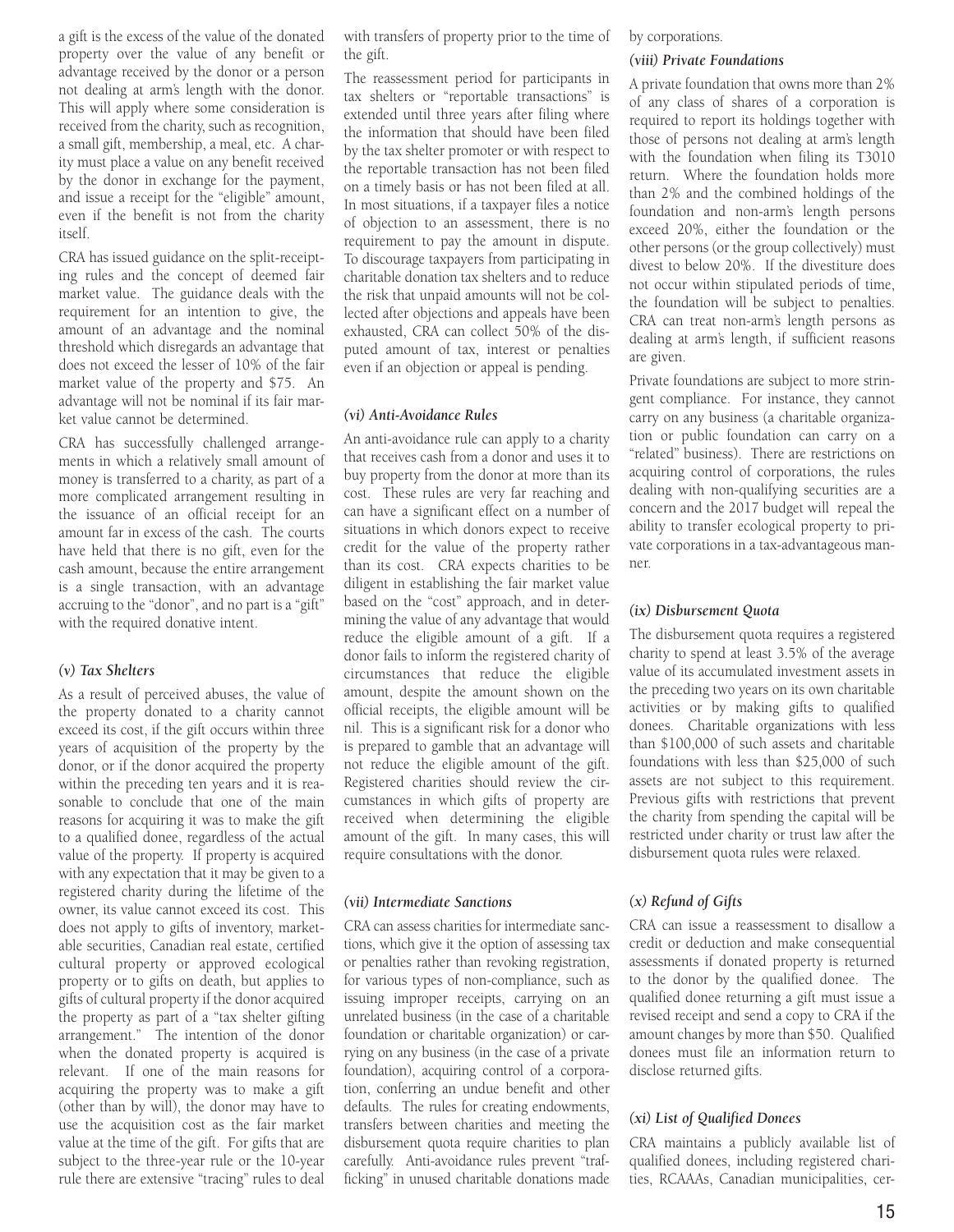a gift is the excess of the value of the donated property over the value of any benefit or advantage received by the donor or a person not dealing at arm's length with the donor. This will apply where some consideration is received from the charity, such as recognition, a small gift, membership, a meal, etc. A charity must place a value on any benefit received by the donor in exchange for the payment, and issue a receipt for the "eligible" amount, even if the benefit is not from the charity itself.

CRA has issued guidance on the split-receipting rules and the concept of deemed fair market value. The guidance deals with the requirement for an intention to give, the amount of an advantage and the nominal threshold which disregards an advantage that does not exceed the lesser of 10% of the fair market value of the property and $75. An advantage will not be nominal if its fair market value cannot be determined.

CRA has successfully challenged arrangements in which a relatively small amount of money is transferred to a charity, as part of a more complicated arrangement resulting in the issuance of an official receipt for an amount far in excess of the cash. The courts have held that there is no gift, even for the cash amount, because the entire arrangement is a single transaction, with an advantage accruing to the "donor", and no part is a "gift" with the required donative intent.

### *(v) Tax Shelters*

As a result of perceived abuses, the value of the property donated to a charity cannot exceed its cost, if the gift occurs within three years of acquisition of the property by the donor, or if the donor acquired the property within the preceding ten years and it is reasonable to conclude that one of the main reasons for acquiring it was to make the gift to a qualified donee, regardless of the actual value of the property. If property is acquired with any expectation that it may be given to a registered charity during the lifetime of the owner, its value cannot exceed its cost. This does not apply to gifts of inventory, marketable securities, Canadian real estate, certified cultural property or approved ecological property or to gifts on death, but applies to gifts of cultural property if the donor acquired the property as part of a "tax shelter gifting arrangement." The intention of the donor when the donated property is acquired is relevant. If one of the main reasons for acquiring the property was to make a gift (other than by will), the donor may have to use the acquisition cost as the fair market value at the time of the gift. For gifts that are subject to the three-year rule or the 10-year rule there are extensive "tracing" rules to deal with transfers of property prior to the time of the gift.

The reassessment period for participants in tax shelters or "reportable transactions" is extended until three years after filing where the information that should have been filed by the tax shelter promoter or with respect to the reportable transaction has not been filed on a timely basis or has not been filed at all. In most situations, if a taxpayer files a notice of objection to an assessment, there is no requirement to pay the amount in dispute. To discourage taxpayers from participating in charitable donation tax shelters and to reduce the risk that unpaid amounts will not be collected after objections and appeals have been exhausted, CRA can collect 50% of the disputed amount of tax, interest or penalties even if an objection or appeal is pending.

### *(vi) Anti-Avoidance Rules*

An anti-avoidance rule can apply to a charity that receives cash from a donor and uses it to buy property from the donor at more than its cost. These rules are very far reaching and can have a significant effect on a number of situations in which donors expect to receive credit for the value of the property rather than its cost. CRA expects charities to be diligent in establishing the fair market value based on the "cost" approach, and in determining the value of any advantage that would reduce the eligible amount of a gift. If a donor fails to inform the registered charity of circumstances that reduce the eligible amount, despite the amount shown on the official receipts, the eligible amount will be nil. This is a significant risk for a donor who is prepared to gamble that an advantage will not reduce the eligible amount of the gift. Registered charities should review the circumstances in which gifts of property are received when determining the eligible amount of the gift. In many cases, this will require consultations with the donor.

### *(vii) Intermediate Sanctions*

CRA can assess charities for intermediate sanctions, which give it the option of assessing tax or penalties rather than revoking registration, for various types of non-compliance, such as issuing improper receipts, carrying on an unrelated business (in the case of a charitable foundation or charitable organization) or carrying on any business (in the case of a private foundation), acquiring control of a corporation, conferring an undue benefit and other defaults. The rules for creating endowments, transfers between charities and meeting the disbursement quota require charities to plan carefully. Anti-avoidance rules prevent "trafficking" in unused charitable donations made by corporations.

### *(viii) Private Foundations*

A private foundation that owns more than 2% of any class of shares of a corporation is required to report its holdings together with those of persons not dealing at arm's length with the foundation when filing its T3010 return. Where the foundation holds more than 2% and the combined holdings of the foundation and non-arm's length persons exceed 20%, either the foundation or the other persons (or the group collectively) must divest to below 20%. If the divestiture does not occur within stipulated periods of time, the foundation will be subject to penalties. CRA can treat non-arm's length persons as dealing at arm's length, if sufficient reasons are given.

Private foundations are subject to more stringent compliance. For instance, they cannot carry on any business (a charitable organization or public foundation can carry on a "related" business). There are restrictions on acquiring control of corporations, the rules dealing with non-qualifying securities are a concern and the 2017 budget will repeal the ability to transfer ecological property to private corporations in a tax-advantageous manner.

### *(ix) Disbursement Quota*

The disbursement quota requires a registered charity to spend at least 3.5% of the average value of its accumulated investment assets in the preceding two years on its own charitable activities or by making gifts to qualified donees. Charitable organizations with less than $100,000 of such assets and charitable foundations with less than $25,000 of such assets are not subject to this requirement. Previous gifts with restrictions that prevent the charity from spending the capital will be restricted under charity or trust law after the disbursement quota rules were relaxed.

### *(x) Refund of Gifts*

CRA can issue a reassessment to disallow a credit or deduction and make consequential assessments if donated property is returned to the donor by the qualified donee. The qualified donee returning a gift must issue a revised receipt and send a copy to CRA if the amount changes by more than $50. Qualified donees must file an information return to disclose returned gifts.

### *(xi) List of Qualified Donees*

CRA maintains a publicly available list of qualified donees, including registered charities, RCAAAs, Canadian municipalities, cer-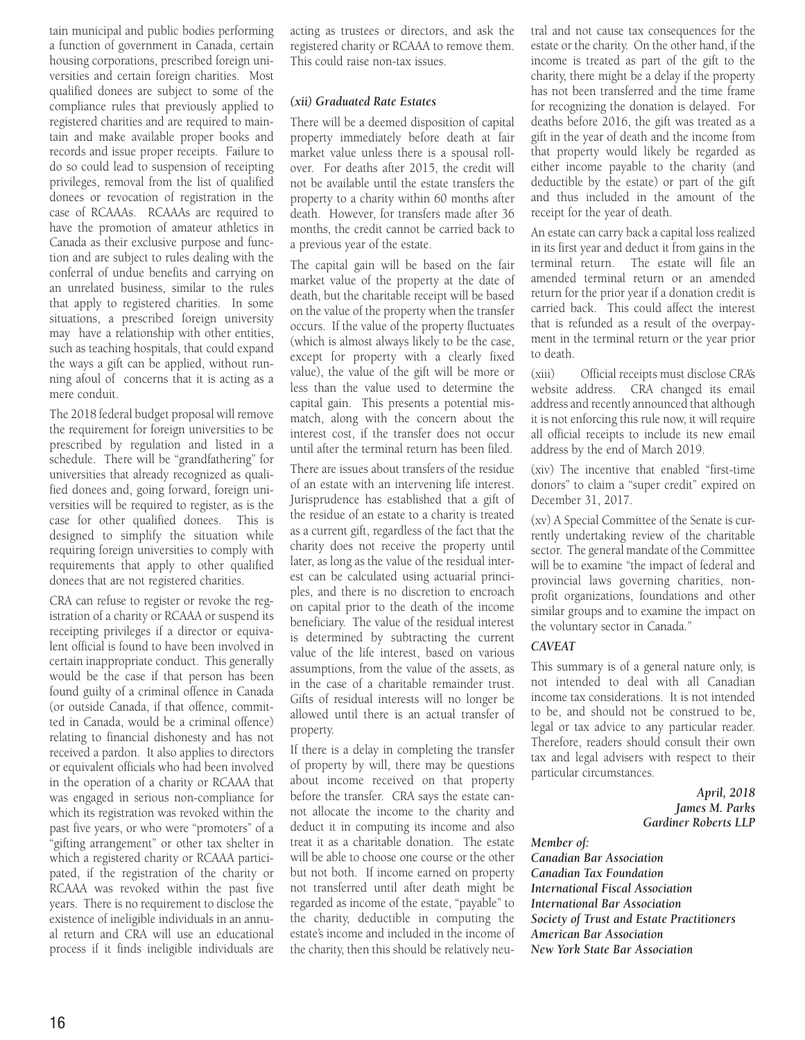tain municipal and public bodies performing a function of government in Canada, certain housing corporations, prescribed foreign universities and certain foreign charities. Most qualified donees are subject to some of the compliance rules that previously applied to registered charities and are required to maintain and make available proper books and records and issue proper receipts. Failure to do so could lead to suspension of receipting privileges, removal from the list of qualified donees or revocation of registration in the case of RCAAAs. RCAAAs are required to have the promotion of amateur athletics in Canada as their exclusive purpose and function and are subject to rules dealing with the conferral of undue benefits and carrying on an unrelated business, similar to the rules that apply to registered charities. In some situations, a prescribed foreign university may have a relationship with other entities, such as teaching hospitals, that could expand the ways a gift can be applied, without running afoul of concerns that it is acting as a mere conduit.

The 2018 federal budget proposal will remove the requirement for foreign universities to be prescribed by regulation and listed in a schedule. There will be "grandfathering" for universities that already recognized as qualified donees and, going forward, foreign universities will be required to register, as is the case for other qualified donees. This is designed to simplify the situation while requiring foreign universities to comply with requirements that apply to other qualified donees that are not registered charities.

CRA can refuse to register or revoke the registration of a charity or RCAAA or suspend its receipting privileges if a director or equivalent official is found to have been involved in certain inappropriate conduct. This generally would be the case if that person has been found guilty of a criminal offence in Canada (or outside Canada, if that offence, committed in Canada, would be a criminal offence) relating to financial dishonesty and has not received a pardon. It also applies to directors or equivalent officials who had been involved in the operation of a charity or RCAAA that was engaged in serious non-compliance for which its registration was revoked within the past five years, or who were "promoters" of a "gifting arrangement" or other tax shelter in which a registered charity or RCAAA participated, if the registration of the charity or RCAAA was revoked within the past five years. There is no requirement to disclose the existence of ineligible individuals in an annual return and CRA will use an educational process if it finds ineligible individuals are acting as trustees or directors, and ask the registered charity or RCAAA to remove them. This could raise non-tax issues.

### *(xii) Graduated Rate Estates*

There will be a deemed disposition of capital property immediately before death at fair market value unless there is a spousal rollover. For deaths after 2015, the credit will not be available until the estate transfers the property to a charity within 60 months after death. However, for transfers made after 36 months, the credit cannot be carried back to a previous year of the estate.

The capital gain will be based on the fair market value of the property at the date of death, but the charitable receipt will be based on the value of the property when the transfer occurs. If the value of the property fluctuates (which is almost always likely to be the case, except for property with a clearly fixed value), the value of the gift will be more or less than the value used to determine the capital gain. This presents a potential mismatch, along with the concern about the interest cost, if the transfer does not occur until after the terminal return has been filed.

There are issues about transfers of the residue of an estate with an intervening life interest. Jurisprudence has established that a gift of the residue of an estate to a charity is treated as a current gift, regardless of the fact that the charity does not receive the property until later, as long as the value of the residual interest can be calculated using actuarial principles, and there is no discretion to encroach on capital prior to the death of the income beneficiary. The value of the residual interest is determined by subtracting the current value of the life interest, based on various assumptions, from the value of the assets, as in the case of a charitable remainder trust. Gifts of residual interests will no longer be allowed until there is an actual transfer of property.

If there is a delay in completing the transfer of property by will, there may be questions about income received on that property before the transfer. CRA says the estate cannot allocate the income to the charity and deduct it in computing its income and also treat it as a charitable donation. The estate will be able to choose one course or the other but not both. If income earned on property not transferred until after death might be regarded as income of the estate, "payable" to the charity, deductible in computing the estate's income and included in the income of the charity, then this should be relatively neutral and not cause tax consequences for the estate or the charity. On the other hand, if the income is treated as part of the gift to the charity, there might be a delay if the property has not been transferred and the time frame for recognizing the donation is delayed. For deaths before 2016, the gift was treated as a gift in the year of death and the income from that property would likely be regarded as either income payable to the charity (and deductible by the estate) or part of the gift and thus included in the amount of the receipt for the year of death.

An estate can carry back a capital loss realized in its first year and deduct it from gains in the terminal return. The estate will file an amended terminal return or an amended return for the prior year if a donation credit is carried back. This could affect the interest that is refunded as a result of the overpayment in the terminal return or the year prior to death.

(xiii) Official receipts must disclose CRA's website address. CRA changed its email address and recently announced that although it is not enforcing this rule now, it will require all official receipts to include its new email address by the end of March 2019.

(xiv) The incentive that enabled "first-time donors" to claim a "super credit" expired on December 31, 2017.

(xv) A Special Committee of the Senate is currently undertaking review of the charitable sector. The general mandate of the Committee will be to examine "the impact of federal and provincial laws governing charities, non-profit organizations, foundations and other similar groups and to examine the impact on the voluntary sector in Canada."

### *CAVEAT*

This summary is of a general nature only, is not intended to deal with all Canadian income tax considerations. It is not intended to be, and should not be construed to be, legal or tax advice to any particular reader. Therefore, readers should consult their own tax and legal advisers with respect to their particular circumstances.

***April, 2018***
***James M. Parks***
***Gardiner Roberts LLP***

***Member of:***
***Canadian Bar Association***
***Canadian Tax Foundation***
***International Fiscal Association***
***International Bar Association***
***Society of Trust and Estate Practitioners***
***American Bar Association***
***New York State Bar Association***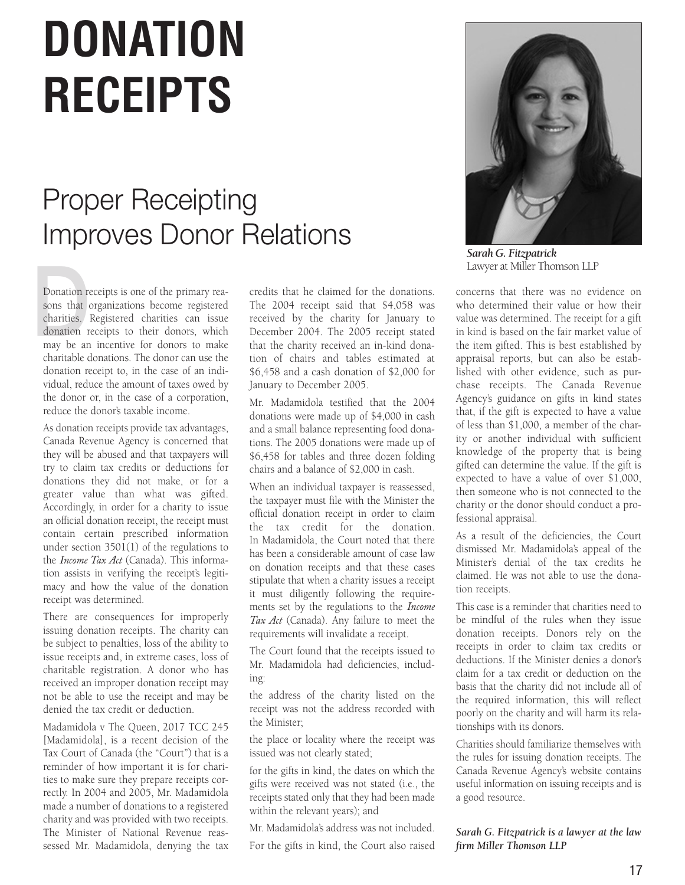# DONATION RECEIPTS

## Proper Receipting Improves Donor Relations

*Sarah G. Fitzpatrick*
Lawyer at Miller Thomson LLP

Donation receipts is one of the primary reasons that organizations become registered charities. Registered charities can issue donation receipts to their donors, which may be an incentive for donors to make charitable donations. The donor can use the donation receipt to, in the case of an individual, reduce the amount of taxes owed by the donor or, in the case of a corporation, reduce the donor's taxable income.

As donation receipts provide tax advantages, Canada Revenue Agency is concerned that they will be abused and that taxpayers will try to claim tax credits or deductions for donations they did not make, or for a greater value than what was gifted. Accordingly, in order for a charity to issue an official donation receipt, the receipt must contain certain prescribed information under section 3501(1) of the regulations to the *Income Tax Act* (Canada). This information assists in verifying the receipt's legitimacy and how the value of the donation receipt was determined.

There are consequences for improperly issuing donation receipts. The charity can be subject to penalties, loss of the ability to issue receipts and, in extreme cases, loss of charitable registration. A donor who has received an improper donation receipt may not be able to use the receipt and may be denied the tax credit or deduction.

Madamidola v The Queen, 2017 TCC 245 [Madamidola], is a recent decision of the Tax Court of Canada (the "Court") that is a reminder of how important it is for charities to make sure they prepare receipts correctly. In 2004 and 2005, Mr. Madamidola made a number of donations to a registered charity and was provided with two receipts. The Minister of National Revenue reassessed Mr. Madamidola, denying the tax credits that he claimed for the donations. The 2004 receipt said that $4,058 was received by the charity for January to December 2004. The 2005 receipt stated that the charity received an in-kind donation of chairs and tables estimated at $6,458 and a cash donation of $2,000 for January to December 2005.

Mr. Madamidola testified that the 2004 donations were made up of $4,000 in cash and a small balance representing food donations. The 2005 donations were made up of $6,458 for tables and three dozen folding chairs and a balance of $2,000 in cash.

When an individual taxpayer is reassessed, the taxpayer must file with the Minister the official donation receipt in order to claim the tax credit for the donation. In Madamidola, the Court noted that there has been a considerable amount of case law on donation receipts and that these cases stipulate that when a charity issues a receipt it must diligently following the requirements set by the regulations to the *Income Tax Act* (Canada). Any failure to meet the requirements will invalidate a receipt.

The Court found that the receipts issued to Mr. Madamidola had deficiencies, including:

the address of the charity listed on the receipt was not the address recorded with the Minister;

the place or locality where the receipt was issued was not clearly stated;

for the gifts in kind, the dates on which the gifts were received was not stated (i.e., the receipts stated only that they had been made within the relevant years); and

Mr. Madamidola's address was not included.

For the gifts in kind, the Court also raised concerns that there was no evidence on who determined their value or how their value was determined. The receipt for a gift in kind is based on the fair market value of the item gifted. This is best established by appraisal reports, but can also be established with other evidence, such as purchase receipts. The Canada Revenue Agency's guidance on gifts in kind states that, if the gift is expected to have a value of less than $1,000, a member of the charity or another individual with sufficient knowledge of the property that is being gifted can determine the value. If the gift is expected to have a value of over $1,000, then someone who is not connected to the charity or the donor should conduct a professional appraisal.

As a result of the deficiencies, the Court dismissed Mr. Madamidola's appeal of the Minister's denial of the tax credits he claimed. He was not able to use the donation receipts.

This case is a reminder that charities need to be mindful of the rules when they issue donation receipts. Donors rely on the receipts in order to claim tax credits or deductions. If the Minister denies a donor's claim for a tax credit or deduction on the basis that the charity did not include all of the required information, this will reflect poorly on the charity and will harm its relationships with its donors.

Charities should familiarize themselves with the rules for issuing donation receipts. The Canada Revenue Agency's website contains useful information on issuing receipts and is a good resource.

***Sarah G. Fitzpatrick is a lawyer at the law firm Miller Thomson LLP***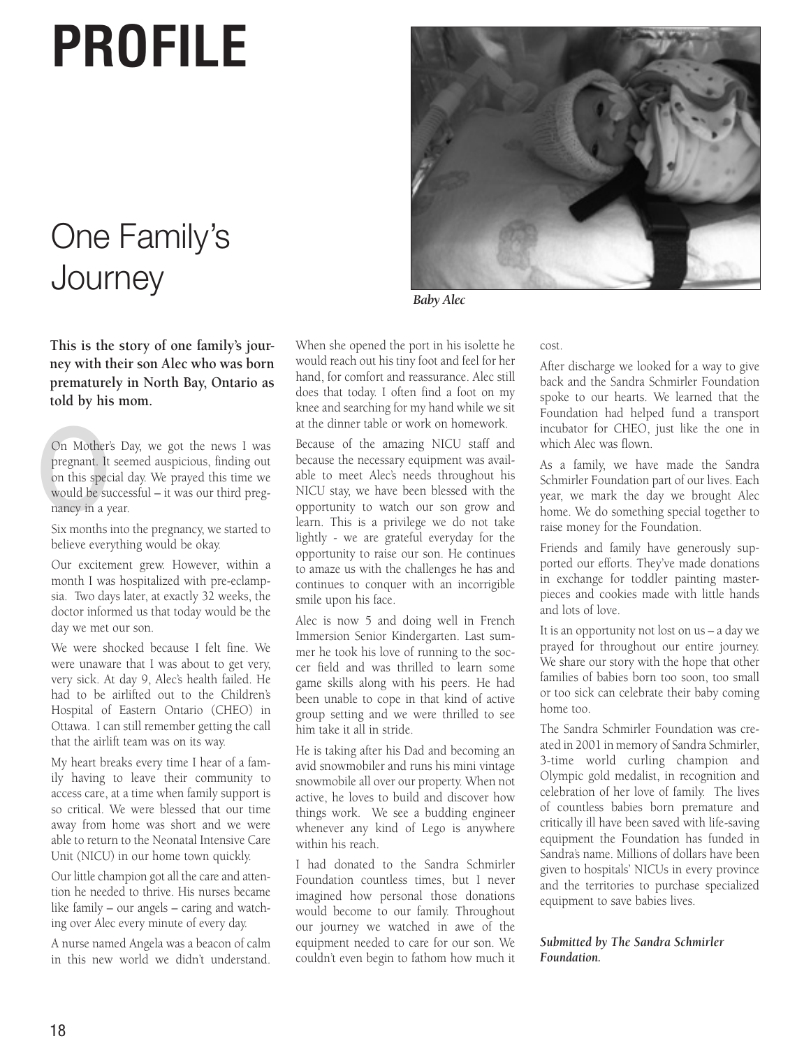# PROFILE

## One Family's Journey

*Baby Alec*

**This is the story of one family's journey with their son Alec who was born prematurely in North Bay, Ontario as told by his mom.**

On Mother's Day, we got the news I was pregnant. It seemed auspicious, finding out on this special day. We prayed this time we would be successful – it was our third pregnancy in a year.

Six months into the pregnancy, we started to believe everything would be okay.

Our excitement grew. However, within a month I was hospitalized with pre-eclampsia. Two days later, at exactly 32 weeks, the doctor informed us that today would be the day we met our son.

We were shocked because I felt fine. We were unaware that I was about to get very, very sick. At day 9, Alec's health failed. He had to be airlifted out to the Children's Hospital of Eastern Ontario (CHEO) in Ottawa. I can still remember getting the call that the airlift team was on its way.

My heart breaks every time I hear of a family having to leave their community to access care, at a time when family support is so critical. We were blessed that our time away from home was short and we were able to return to the Neonatal Intensive Care Unit (NICU) in our home town quickly.

Our little champion got all the care and attention he needed to thrive. His nurses became like family – our angels – caring and watching over Alec every minute of every day.

A nurse named Angela was a beacon of calm in this new world we didn't understand. When she opened the port in his isolette he would reach out his tiny foot and feel for her hand, for comfort and reassurance. Alec still does that today. I often find a foot on my knee and searching for my hand while we sit at the dinner table or work on homework.

Because of the amazing NICU staff and because the necessary equipment was available to meet Alec's needs throughout his NICU stay, we have been blessed with the opportunity to watch our son grow and learn. This is a privilege we do not take lightly - we are grateful everyday for the opportunity to raise our son. He continues to amaze us with the challenges he has and continues to conquer with an incorrigible smile upon his face.

Alec is now 5 and doing well in French Immersion Senior Kindergarten. Last summer he took his love of running to the soccer field and was thrilled to learn some game skills along with his peers. He had been unable to cope in that kind of active group setting and we were thrilled to see him take it all in stride.

He is taking after his Dad and becoming an avid snowmobiler and runs his mini vintage snowmobile all over our property. When not active, he loves to build and discover how things work. We see a budding engineer whenever any kind of Lego is anywhere within his reach.

I had donated to the Sandra Schmirler Foundation countless times, but I never imagined how personal those donations would become to our family. Throughout our journey we watched in awe of the equipment needed to care for our son. We couldn't even begin to fathom how much it cost.

After discharge we looked for a way to give back and the Sandra Schmirler Foundation spoke to our hearts. We learned that the Foundation had helped fund a transport incubator for CHEO, just like the one in which Alec was flown.

As a family, we have made the Sandra Schmirler Foundation part of our lives. Each year, we mark the day we brought Alec home. We do something special together to raise money for the Foundation.

Friends and family have generously supported our efforts. They've made donations in exchange for toddler painting masterpieces and cookies made with little hands and lots of love.

It is an opportunity not lost on us – a day we prayed for throughout our entire journey. We share our story with the hope that other families of babies born too soon, too small or too sick can celebrate their baby coming home too.

The Sandra Schmirler Foundation was created in 2001 in memory of Sandra Schmirler, 3-time world curling champion and Olympic gold medalist, in recognition and celebration of her love of family. The lives of countless babies born premature and critically ill have been saved with life-saving equipment the Foundation has funded in Sandra's name. Millions of dollars have been given to hospitals' NICUs in every province and the territories to purchase specialized equipment to save babies lives.

***Submitted by The Sandra Schmirler Foundation.***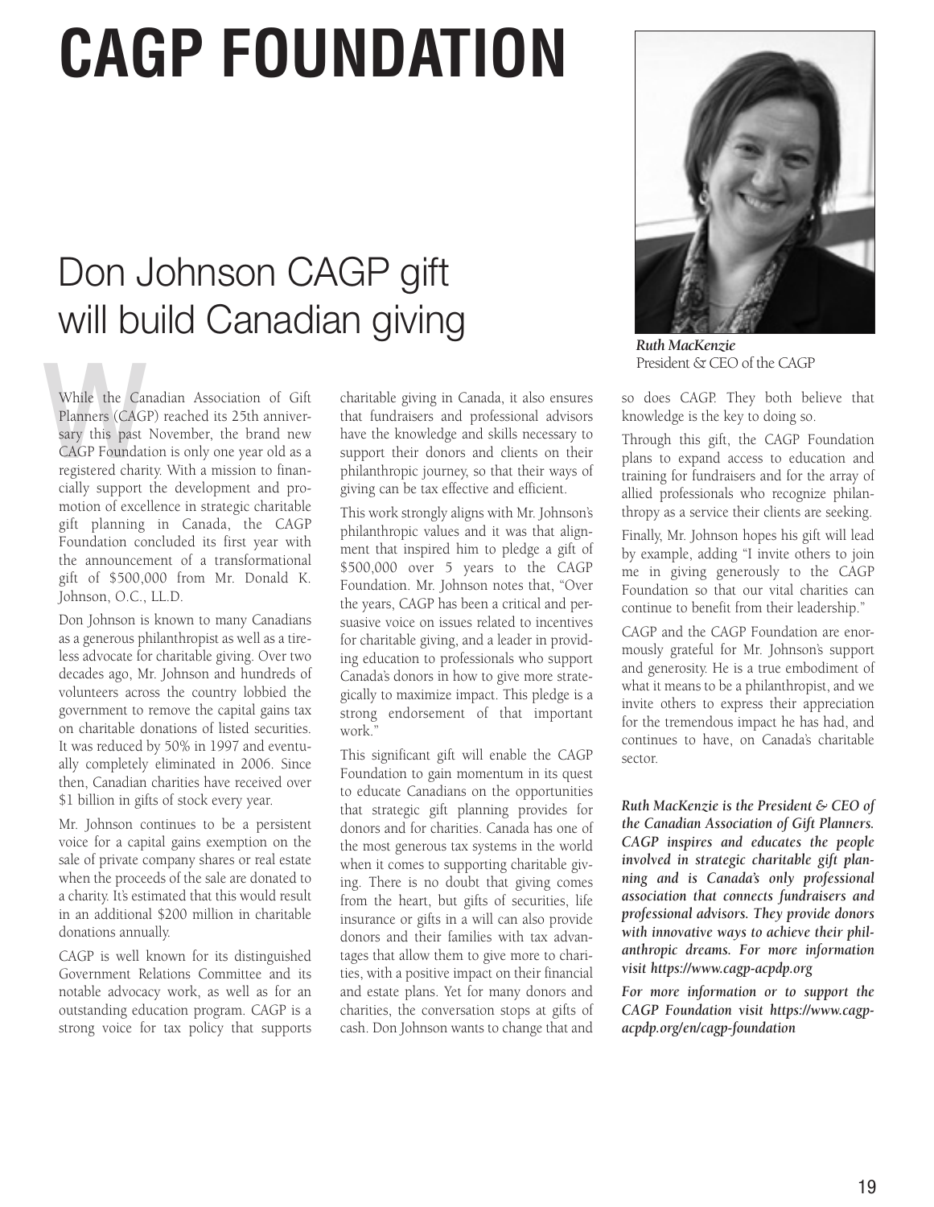# CAGP FOUNDATION

## Don Johnson CAGP gift will build Canadian giving

*Ruth MacKenzie*
President & CEO of the CAGP

While the Canadian Association of Gift Planners (CAGP) reached its 25th anniversary this past November, the brand new CAGP Foundation is only one year old as a registered charity. With a mission to financially support the development and promotion of excellence in strategic charitable gift planning in Canada, the CAGP Foundation concluded its first year with the announcement of a transformational gift of $500,000 from Mr. Donald K. Johnson, O.C., LL.D.

Don Johnson is known to many Canadians as a generous philanthropist as well as a tireless advocate for charitable giving. Over two decades ago, Mr. Johnson and hundreds of volunteers across the country lobbied the government to remove the capital gains tax on charitable donations of listed securities. It was reduced by 50% in 1997 and eventually completely eliminated in 2006. Since then, Canadian charities have received over $1 billion in gifts of stock every year.

Mr. Johnson continues to be a persistent voice for a capital gains exemption on the sale of private company shares or real estate when the proceeds of the sale are donated to a charity. It's estimated that this would result in an additional $200 million in charitable donations annually.

CAGP is well known for its distinguished Government Relations Committee and its notable advocacy work, as well as for an outstanding education program. CAGP is a strong voice for tax policy that supports charitable giving in Canada, it also ensures that fundraisers and professional advisors have the knowledge and skills necessary to support their donors and clients on their philanthropic journey, so that their ways of giving can be tax effective and efficient.

This work strongly aligns with Mr. Johnson's philanthropic values and it was that alignment that inspired him to pledge a gift of $500,000 over 5 years to the CAGP Foundation. Mr. Johnson notes that, "Over the years, CAGP has been a critical and persuasive voice on issues related to incentives for charitable giving, and a leader in providing education to professionals who support Canada's donors in how to give more strategically to maximize impact. This pledge is a strong endorsement of that important work."

This significant gift will enable the CAGP Foundation to gain momentum in its quest to educate Canadians on the opportunities that strategic gift planning provides for donors and for charities. Canada has one of the most generous tax systems in the world when it comes to supporting charitable giving. There is no doubt that giving comes from the heart, but gifts of securities, life insurance or gifts in a will can also provide donors and their families with tax advantages that allow them to give more to charities, with a positive impact on their financial and estate plans. Yet for many donors and charities, the conversation stops at gifts of cash. Don Johnson wants to change that and so does CAGP. They both believe that knowledge is the key to doing so.

Through this gift, the CAGP Foundation plans to expand access to education and training for fundraisers and for the array of allied professionals who recognize philanthropy as a service their clients are seeking.

Finally, Mr. Johnson hopes his gift will lead by example, adding "I invite others to join me in giving generously to the CAGP Foundation so that our vital charities can continue to benefit from their leadership."

CAGP and the CAGP Foundation are enormously grateful for Mr. Johnson's support and generosity. He is a true embodiment of what it means to be a philanthropist, and we invite others to express their appreciation for the tremendous impact he has had, and continues to have, on Canada's charitable sector.

***Ruth MacKenzie is the President & CEO of the Canadian Association of Gift Planners. CAGP inspires and educates the people involved in strategic charitable gift planning and is Canada's only professional association that connects fundraisers and professional advisors. They provide donors with innovative ways to achieve their philanthropic dreams. For more information visit https://www.cagp-acpdp.org***

***For more information or to support the CAGP Foundation visit https://www.cagp-acpdp.org/en/cagp-foundation***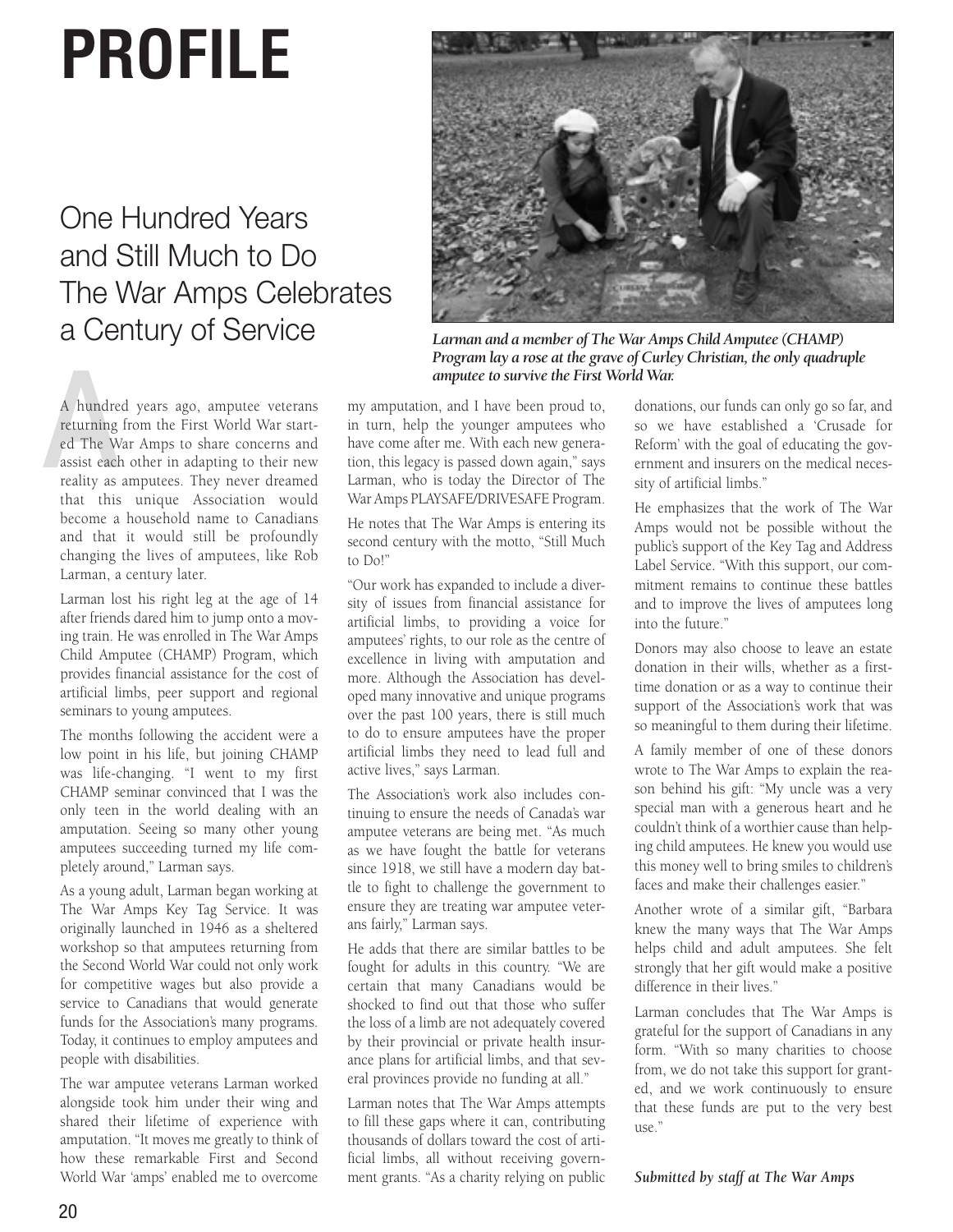# PROFILE

## One Hundred Years and Still Much to Do The War Amps Celebrates a Century of Service

***Larman and a member of The War Amps Child Amputee (CHAMP) Program lay a rose at the grave of Curley Christian, the only quadruple amputee to survive the First World War.***

A hundred years ago, amputee veterans returning from the First World War started The War Amps to share concerns and assist each other in adapting to their new reality as amputees. They never dreamed that this unique Association would become a household name to Canadians and that it would still be profoundly changing the lives of amputees, like Rob Larman, a century later.

Larman lost his right leg at the age of 14 after friends dared him to jump onto a moving train. He was enrolled in The War Amps Child Amputee (CHAMP) Program, which provides financial assistance for the cost of artificial limbs, peer support and regional seminars to young amputees.

The months following the accident were a low point in his life, but joining CHAMP was life-changing. "I went to my first CHAMP seminar convinced that I was the only teen in the world dealing with an amputation. Seeing so many other young amputees succeeding turned my life completely around," Larman says.

As a young adult, Larman began working at The War Amps Key Tag Service. It was originally launched in 1946 as a sheltered workshop so that amputees returning from the Second World War could not only work for competitive wages but also provide a service to Canadians that would generate funds for the Association's many programs. Today, it continues to employ amputees and people with disabilities.

The war amputee veterans Larman worked alongside took him under their wing and shared their lifetime of experience with amputation. "It moves me greatly to think of how these remarkable First and Second World War 'amps' enabled me to overcome my amputation, and I have been proud to, in turn, help the younger amputees who have come after me. With each new generation, this legacy is passed down again," says Larman, who is today the Director of The War Amps PLAYSAFE/DRIVESAFE Program.

He notes that The War Amps is entering its second century with the motto, "Still Much to Do!"

"Our work has expanded to include a diversity of issues from financial assistance for artificial limbs, to providing a voice for amputees' rights, to our role as the centre of excellence in living with amputation and more. Although the Association has developed many innovative and unique programs over the past 100 years, there is still much to do to ensure amputees have the proper artificial limbs they need to lead full and active lives," says Larman.

The Association's work also includes continuing to ensure the needs of Canada's war amputee veterans are being met. "As much as we have fought the battle for veterans since 1918, we still have a modern day battle to fight to challenge the government to ensure they are treating war amputee veterans fairly," Larman says.

He adds that there are similar battles to be fought for adults in this country. "We are certain that many Canadians would be shocked to find out that those who suffer the loss of a limb are not adequately covered by their provincial or private health insurance plans for artificial limbs, and that several provinces provide no funding at all."

Larman notes that The War Amps attempts to fill these gaps where it can, contributing thousands of dollars toward the cost of artificial limbs, all without receiving government grants. "As a charity relying on public donations, our funds can only go so far, and so we have established a 'Crusade for Reform' with the goal of educating the government and insurers on the medical necessity of artificial limbs."

He emphasizes that the work of The War Amps would not be possible without the public's support of the Key Tag and Address Label Service. "With this support, our commitment remains to continue these battles and to improve the lives of amputees long into the future."

Donors may also choose to leave an estate donation in their wills, whether as a first-time donation or as a way to continue their support of the Association's work that was so meaningful to them during their lifetime.

A family member of one of these donors wrote to The War Amps to explain the reason behind his gift: "My uncle was a very special man with a generous heart and he couldn't think of a worthier cause than helping child amputees. He knew you would use this money well to bring smiles to children's faces and make their challenges easier."

Another wrote of a similar gift, "Barbara knew the many ways that The War Amps helps child and adult amputees. She felt strongly that her gift would make a positive difference in their lives."

Larman concludes that The War Amps is grateful for the support of Canadians in any form. "With so many charities to choose from, we do not take this support for granted, and we work continuously to ensure that these funds are put to the very best use."

***Submitted by staff at The War Amps***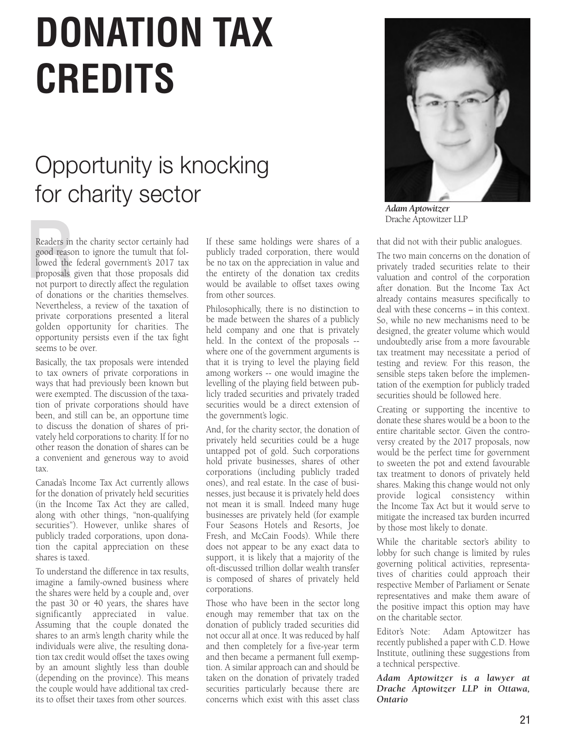# DONATION TAX CREDITS

## Opportunity is knocking for charity sector

*Adam Aptowitzer*
Drache Aptowitzer LLP

Readers in the charity sector certainly had good reason to ignore the tumult that followed the federal government's 2017 tax proposals given that those proposals did not purport to directly affect the regulation of donations or the charities themselves. Nevertheless, a review of the taxation of private corporations presented a literal golden opportunity for charities. The opportunity persists even if the tax fight seems to be over.

Basically, the tax proposals were intended to tax owners of private corporations in ways that had previously been known but were exempted. The discussion of the taxation of private corporations should have been, and still can be, an opportune time to discuss the donation of shares of privately held corporations to charity. If for no other reason the donation of shares can be a convenient and generous way to avoid tax.

Canada's Income Tax Act currently allows for the donation of privately held securities (in the Income Tax Act they are called, along with other things, "non-qualifying securities"). However, unlike shares of publicly traded corporations, upon donation the capital appreciation on these shares is taxed.

To understand the difference in tax results, imagine a family-owned business where the shares were held by a couple and, over the past 30 or 40 years, the shares have significantly appreciated in value. Assuming that the couple donated the shares to an arm's length charity while the individuals were alive, the resulting donation tax credit would offset the taxes owing by an amount slightly less than double (depending on the province). This means the couple would have additional tax credits to offset their taxes from other sources.

If these same holdings were shares of a publicly traded corporation, there would be no tax on the appreciation in value and the entirety of the donation tax credits would be available to offset taxes owing from other sources.

Philosophically, there is no distinction to be made between the shares of a publicly held company and one that is privately held. In the context of the proposals -- where one of the government arguments is that it is trying to level the playing field among workers -- one would imagine the levelling of the playing field between publicly traded securities and privately traded securities would be a direct extension of the government's logic.

And, for the charity sector, the donation of privately held securities could be a huge untapped pot of gold. Such corporations hold private businesses, shares of other corporations (including publicly traded ones), and real estate. In the case of businesses, just because it is privately held does not mean it is small. Indeed many huge businesses are privately held (for example Four Seasons Hotels and Resorts, Joe Fresh, and McCain Foods). While there does not appear to be any exact data to support, it is likely that a majority of the oft-discussed trillion dollar wealth transfer is composed of shares of privately held corporations.

Those who have been in the sector long enough may remember that tax on the donation of publicly traded securities did not occur all at once. It was reduced by half and then completely for a five-year term and then became a permanent full exemption. A similar approach can and should be taken on the donation of privately traded securities particularly because there are concerns which exist with this asset class that did not with their public analogues.

The two main concerns on the donation of privately traded securities relate to their valuation and control of the corporation after donation. But the Income Tax Act already contains measures specifically to deal with these concerns – in this context. So, while no new mechanisms need to be designed, the greater volume which would undoubtedly arise from a more favourable tax treatment may necessitate a period of testing and review. For this reason, the sensible steps taken before the implementation of the exemption for publicly traded securities should be followed here.

Creating or supporting the incentive to donate these shares would be a boon to the entire charitable sector. Given the controversy created by the 2017 proposals, now would be the perfect time for government to sweeten the pot and extend favourable tax treatment to donors of privately held shares. Making this change would not only provide logical consistency within the Income Tax Act but it would serve to mitigate the increased tax burden incurred by those most likely to donate.

While the charitable sector's ability to lobby for such change is limited by rules governing political activities, representatives of charities could approach their respective Member of Parliament or Senate representatives and make them aware of the positive impact this option may have on the charitable sector.

Editor's Note: Adam Aptowitzer has recently published a paper with C.D. Howe Institute, outlining these suggestions from a technical perspective.

***Adam Aptowitzer is a lawyer at Drache Aptowitzer LLP in Ottawa, Ontario***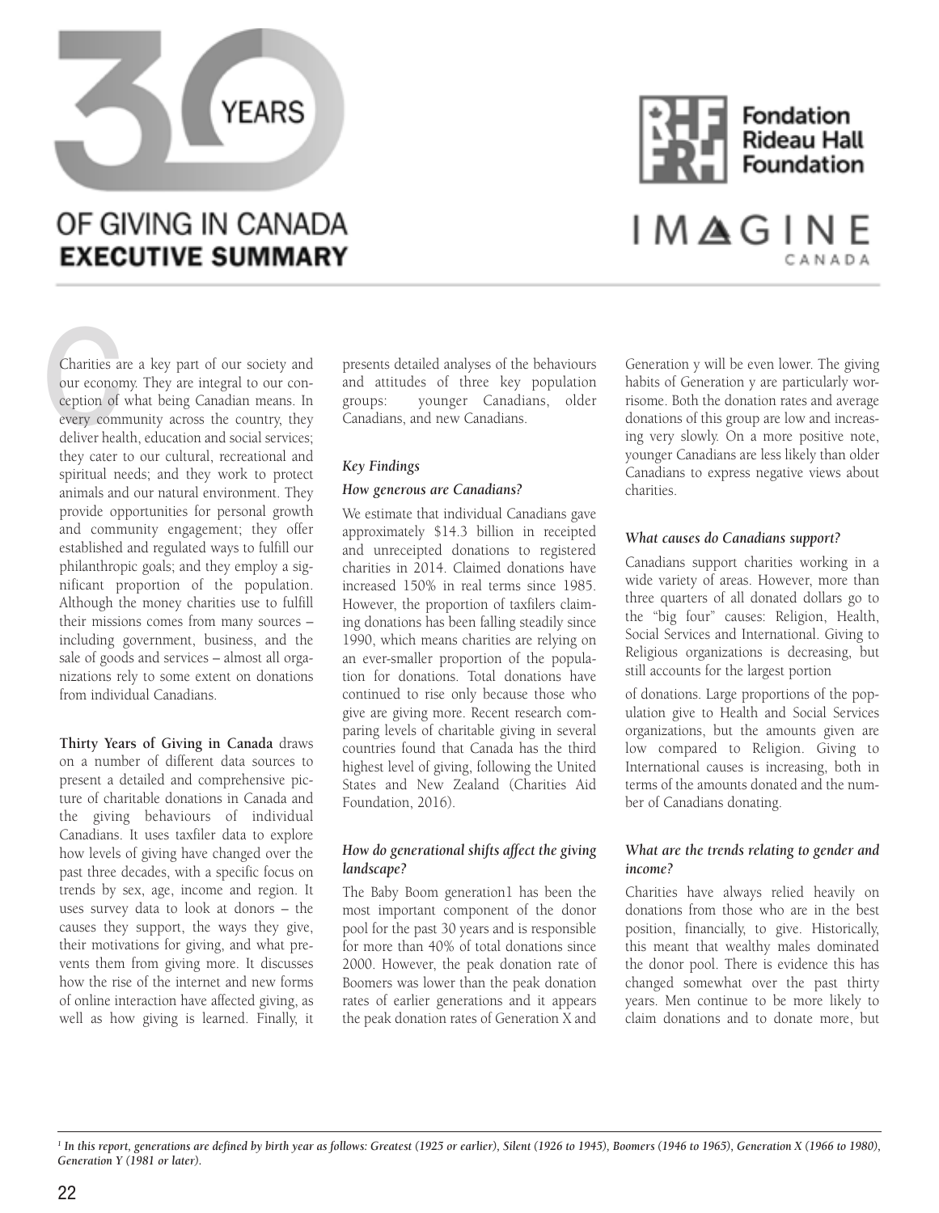# 30 YEARS OF GIVING IN CANADA EXECUTIVE SUMMARY

Fondation Rideau Hall Foundation

IMAGINE CANADA

Charities are a key part of our society and our economy. They are integral to our conception of what being Canadian means. In every community across the country, they deliver health, education and social services; they cater to our cultural, recreational and spiritual needs; and they work to protect animals and our natural environment. They provide opportunities for personal growth and community engagement; they offer established and regulated ways to fulfill our philanthropic goals; and they employ a significant proportion of the population. Although the money charities use to fulfill their missions comes from many sources – including government, business, and the sale of goods and services – almost all organizations rely to some extent on donations from individual Canadians.

**Thirty Years of Giving in Canada** draws on a number of different data sources to present a detailed and comprehensive picture of charitable donations in Canada and the giving behaviours of individual Canadians. It uses taxfiler data to explore how levels of giving have changed over the past three decades, with a specific focus on trends by sex, age, income and region. It uses survey data to look at donors – the causes they support, the ways they give, their motivations for giving, and what prevents them from giving more. It discusses how the rise of the internet and new forms of online interaction have affected giving, as well as how giving is learned. Finally, it presents detailed analyses of the behaviours and attitudes of three key population groups: younger Canadians, older Canadians, and new Canadians.

## *Key Findings*

### *How generous are Canadians?*

We estimate that individual Canadians gave approximately $14.3 billion in receipted and unreceipted donations to registered charities in 2014. Claimed donations have increased 150% in real terms since 1985. However, the proportion of taxfilers claiming donations has been falling steadily since 1990, which means charities are relying on an ever-smaller proportion of the population for donations. Total donations have continued to rise only because those who give are giving more. Recent research comparing levels of charitable giving in several countries found that Canada has the third highest level of giving, following the United States and New Zealand (Charities Aid Foundation, 2016).

### *How do generational shifts affect the giving landscape?*

The Baby Boom generation[1] has been the most important component of the donor pool for the past 30 years and is responsible for more than 40% of total donations since 2000. However, the peak donation rate of Boomers was lower than the peak donation rates of earlier generations and it appears the peak donation rates of Generation X and Generation y will be even lower. The giving habits of Generation y are particularly worrisome. Both the donation rates and average donations of this group are low and increasing very slowly. On a more positive note, younger Canadians are less likely than older Canadians to express negative views about charities.

### *What causes do Canadians support?*

Canadians support charities working in a wide variety of areas. However, more than three quarters of all donated dollars go to the "big four" causes: Religion, Health, Social Services and International. Giving to Religious organizations is decreasing, but still accounts for the largest portion of donations. Large proportions of the population give to Health and Social Services organizations, but the amounts given are low compared to Religion. Giving to International causes is increasing, both in terms of the amounts donated and the number of Canadians donating.

### *What are the trends relating to gender and income?*

Charities have always relied heavily on donations from those who are in the best position, financially, to give. Historically, this meant that wealthy males dominated the donor pool. There is evidence this has changed somewhat over the past thirty years. Men continue to be more likely to claim donations and to donate more, but

---

[1] *In this report, generations are defined by birth year as follows: Greatest (1925 or earlier), Silent (1926 to 1945), Boomers (1946 to 1965), Generation X (1966 to 1980), Generation Y (1981 or later).*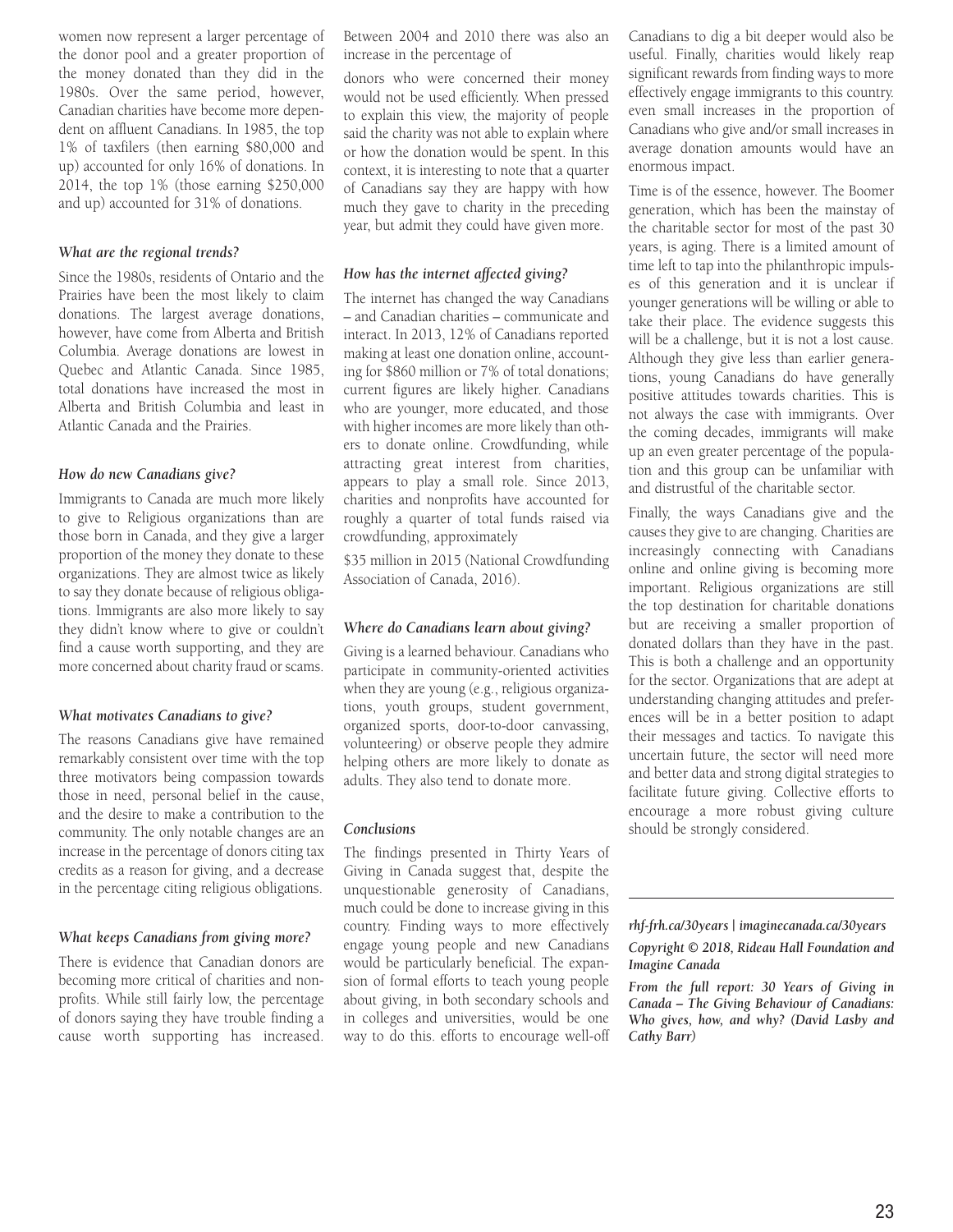women now represent a larger percentage of the donor pool and a greater proportion of the money donated than they did in the 1980s. Over the same period, however, Canadian charities have become more dependent on affluent Canadians. In 1985, the top 1% of taxfilers (then earning $80,000 and up) accounted for only 16% of donations. In 2014, the top 1% (those earning $250,000 and up) accounted for 31% of donations.

### *What are the regional trends?*

Since the 1980s, residents of Ontario and the Prairies have been the most likely to claim donations. The largest average donations, however, have come from Alberta and British Columbia. Average donations are lowest in Quebec and Atlantic Canada. Since 1985, total donations have increased the most in Alberta and British Columbia and least in Atlantic Canada and the Prairies.

### *How do new Canadians give?*

Immigrants to Canada are much more likely to give to Religious organizations than are those born in Canada, and they give a larger proportion of the money they donate to these organizations. They are almost twice as likely to say they donate because of religious obligations. Immigrants are also more likely to say they didn't know where to give or couldn't find a cause worth supporting, and they are more concerned about charity fraud or scams.

### *What motivates Canadians to give?*

The reasons Canadians give have remained remarkably consistent over time with the top three motivators being compassion towards those in need, personal belief in the cause, and the desire to make a contribution to the community. The only notable changes are an increase in the percentage of donors citing tax credits as a reason for giving, and a decrease in the percentage citing religious obligations.

### *What keeps Canadians from giving more?*

There is evidence that Canadian donors are becoming more critical of charities and nonprofits. While still fairly low, the percentage of donors saying they have trouble finding a cause worth supporting has increased. Between 2004 and 2010 there was also an increase in the percentage of

donors who were concerned their money would not be used efficiently. When pressed to explain this view, the majority of people said the charity was not able to explain where or how the donation would be spent. In this context, it is interesting to note that a quarter of Canadians say they are happy with how much they gave to charity in the preceding year, but admit they could have given more.

### *How has the internet affected giving?*

The internet has changed the way Canadians – and Canadian charities – communicate and interact. In 2013, 12% of Canadians reported making at least one donation online, accounting for $860 million or 7% of total donations; current figures are likely higher. Canadians who are younger, more educated, and those with higher incomes are more likely than others to donate online. Crowdfunding, while attracting great interest from charities, appears to play a small role. Since 2013, charities and nonprofits have accounted for roughly a quarter of total funds raised via crowdfunding, approximately

$35 million in 2015 (National Crowdfunding Association of Canada, 2016).

### *Where do Canadians learn about giving?*

Giving is a learned behaviour. Canadians who participate in community-oriented activities when they are young (e.g., religious organizations, youth groups, student government, organized sports, door-to-door canvassing, volunteering) or observe people they admire helping others are more likely to donate as adults. They also tend to donate more.

### *Conclusions*

The findings presented in Thirty Years of Giving in Canada suggest that, despite the unquestionable generosity of Canadians, much could be done to increase giving in this country. Finding ways to more effectively engage young people and new Canadians would be particularly beneficial. The expansion of formal efforts to teach young people about giving, in both secondary schools and in colleges and universities, would be one way to do this. efforts to encourage well-off Canadians to dig a bit deeper would also be useful. Finally, charities would likely reap significant rewards from finding ways to more effectively engage immigrants to this country. even small increases in the proportion of Canadians who give and/or small increases in average donation amounts would have an enormous impact.

Time is of the essence, however. The Boomer generation, which has been the mainstay of the charitable sector for most of the past 30 years, is aging. There is a limited amount of time left to tap into the philanthropic impulses of this generation and it is unclear if younger generations will be willing or able to take their place. The evidence suggests this will be a challenge, but it is not a lost cause. Although they give less than earlier generations, young Canadians do have generally positive attitudes towards charities. This is not always the case with immigrants. Over the coming decades, immigrants will make up an even greater percentage of the population and this group can be unfamiliar with and distrustful of the charitable sector.

Finally, the ways Canadians give and the causes they give to are changing. Charities are increasingly connecting with Canadians online and online giving is becoming more important. Religious organizations are still the top destination for charitable donations but are receiving a smaller proportion of donated dollars than they have in the past. This is both a challenge and an opportunity for the sector. Organizations that are adept at understanding changing attitudes and preferences will be in a better position to adapt their messages and tactics. To navigate this uncertain future, the sector will need more and better data and strong digital strategies to facilitate future giving. Collective efforts to encourage a more robust giving culture should be strongly considered.

---

***rhf-frh.ca/30years | imaginecanada.ca/30years***

***Copyright © 2018, Rideau Hall Foundation and Imagine Canada***

***From the full report: 30 Years of Giving in Canada – The Giving Behaviour of Canadians: Who gives, how, and why? (David Lasby and Cathy Barr)***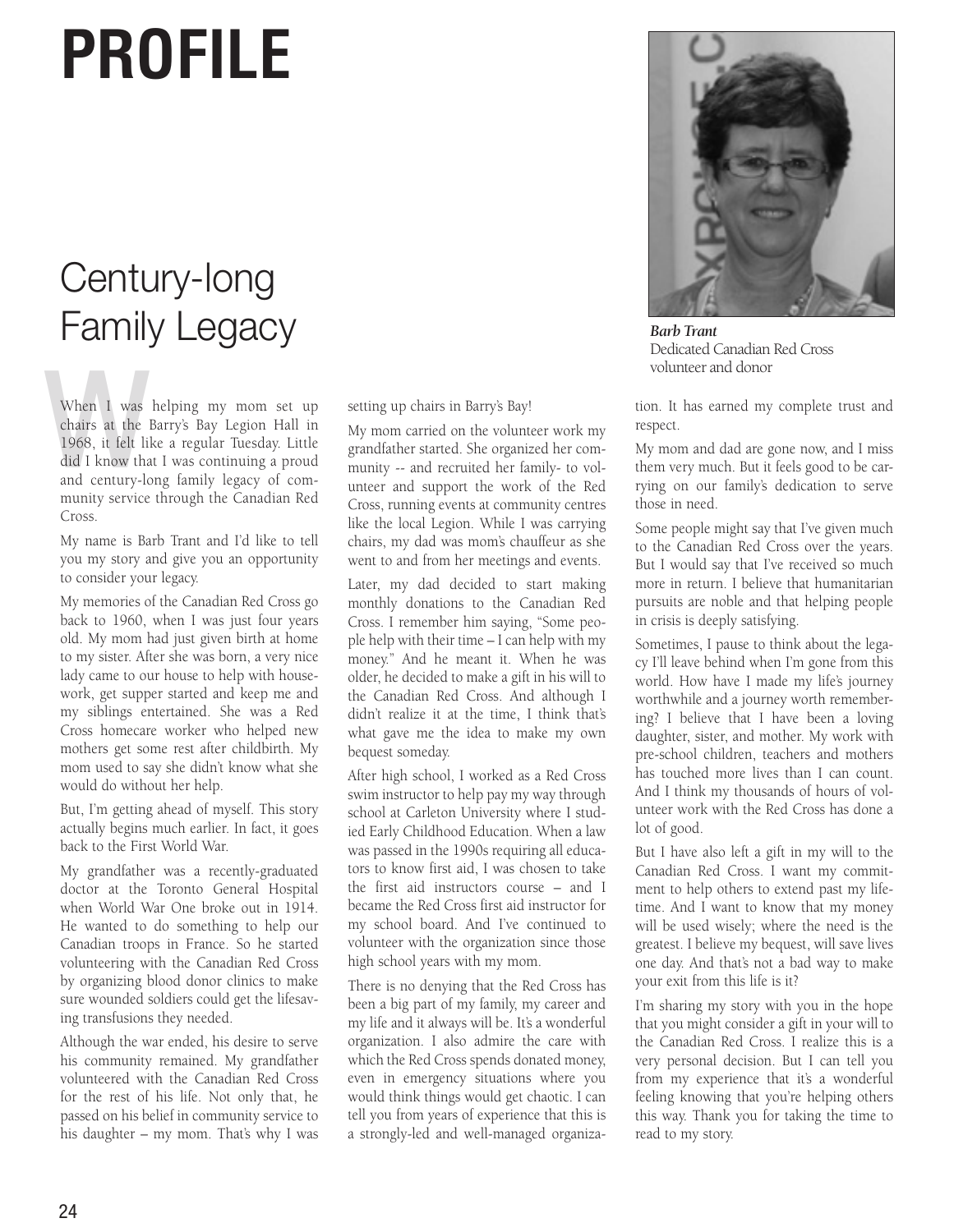# PROFILE

## Century-long Family Legacy

*Barb Trant*
Dedicated Canadian Red Cross volunteer and donor

When I was helping my mom set up chairs at the Barry's Bay Legion Hall in 1968, it felt like a regular Tuesday. Little did I know that I was continuing a proud and century-long family legacy of community service through the Canadian Red Cross.

My name is Barb Trant and I'd like to tell you my story and give you an opportunity to consider your legacy.

My memories of the Canadian Red Cross go back to 1960, when I was just four years old. My mom had just given birth at home to my sister. After she was born, a very nice lady came to our house to help with housework, get supper started and keep me and my siblings entertained. She was a Red Cross homecare worker who helped new mothers get some rest after childbirth. My mom used to say she didn't know what she would do without her help.

But, I'm getting ahead of myself. This story actually begins much earlier. In fact, it goes back to the First World War.

My grandfather was a recently-graduated doctor at the Toronto General Hospital when World War One broke out in 1914. He wanted to do something to help our Canadian troops in France. So he started volunteering with the Canadian Red Cross by organizing blood donor clinics to make sure wounded soldiers could get the lifesaving transfusions they needed.

Although the war ended, his desire to serve his community remained. My grandfather volunteered with the Canadian Red Cross for the rest of his life. Not only that, he passed on his belief in community service to his daughter – my mom. That's why I was setting up chairs in Barry's Bay!

My mom carried on the volunteer work my grandfather started. She organized her community -- and recruited her family- to volunteer and support the work of the Red Cross, running events at community centres like the local Legion. While I was carrying chairs, my dad was mom's chauffeur as she went to and from her meetings and events.

Later, my dad decided to start making monthly donations to the Canadian Red Cross. I remember him saying, "Some people help with their time – I can help with my money." And he meant it. When he was older, he decided to make a gift in his will to the Canadian Red Cross. And although I didn't realize it at the time, I think that's what gave me the idea to make my own bequest someday.

After high school, I worked as a Red Cross swim instructor to help pay my way through school at Carleton University where I studied Early Childhood Education. When a law was passed in the 1990s requiring all educators to know first aid, I was chosen to take the first aid instructors course – and I became the Red Cross first aid instructor for my school board. And I've continued to volunteer with the organization since those high school years with my mom.

There is no denying that the Red Cross has been a big part of my family, my career and my life and it always will be. It's a wonderful organization. I also admire the care with which the Red Cross spends donated money, even in emergency situations where you would think things would get chaotic. I can tell you from years of experience that this is a strongly-led and well-managed organization. It has earned my complete trust and respect.

My mom and dad are gone now, and I miss them very much. But it feels good to be carrying on our family's dedication to serve those in need.

Some people might say that I've given much to the Canadian Red Cross over the years. But I would say that I've received so much more in return. I believe that humanitarian pursuits are noble and that helping people in crisis is deeply satisfying.

Sometimes, I pause to think about the legacy I'll leave behind when I'm gone from this world. How have I made my life's journey worthwhile and a journey worth remembering? I believe that I have been a loving daughter, sister, and mother. My work with pre-school children, teachers and mothers has touched more lives than I can count. And I think my thousands of hours of volunteer work with the Red Cross has done a lot of good.

But I have also left a gift in my will to the Canadian Red Cross. I want my commitment to help others to extend past my lifetime. And I want to know that my money will be used wisely; where the need is the greatest. I believe my bequest, will save lives one day. And that's not a bad way to make your exit from this life is it?

I'm sharing my story with you in the hope that you might consider a gift in your will to the Canadian Red Cross. I realize this is a very personal decision. But I can tell you from my experience that it's a wonderful feeling knowing that you're helping others this way. Thank you for taking the time to read to my story.